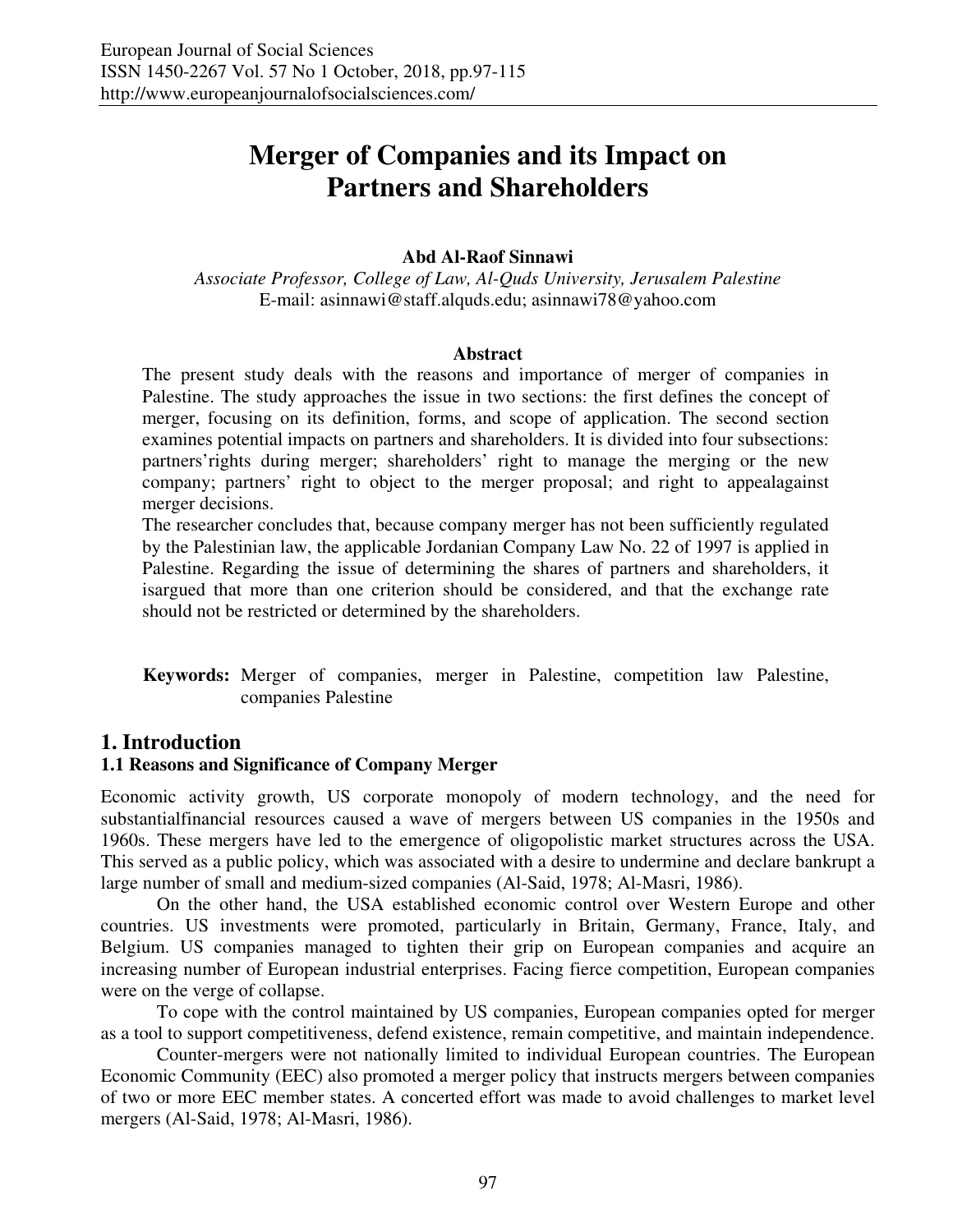# Merger of Companies and its Impact on Partners and Shareholders

**Abd Al-Raof Sinnawi**

*Associate Professor, College of Law, Al-Quds University, Jerusalem Palestine*
E-mail: asinnawi@staff.alquds.edu; asinnawi78@yahoo.com

## Abstract

The present study deals with the reasons and importance of merger of companies in Palestine. The study approaches the issue in two sections: the first defines the concept of merger, focusing on its definition, forms, and scope of application. The second section examines potential impacts on partners and shareholders. It is divided into four subsections: partners'rights during merger; shareholders' right to manage the merging or the new company; partners' right to object to the merger proposal; and right to appealagainst merger decisions.

The researcher concludes that, because company merger has not been sufficiently regulated by the Palestinian law, the applicable Jordanian Company Law No. 22 of 1997 is applied in Palestine. Regarding the issue of determining the shares of partners and shareholders, it isargued that more than one criterion should be considered, and that the exchange rate should not be restricted or determined by the shareholders.

**Keywords:** Merger of companies, merger in Palestine, competition law Palestine, companies Palestine

## 1. Introduction

### 1.1 Reasons and Significance of Company Merger

Economic activity growth, US corporate monopoly of modern technology, and the need for substantialfinancial resources caused a wave of mergers between US companies in the 1950s and 1960s. These mergers have led to the emergence of oligopolistic market structures across the USA. This served as a public policy, which was associated with a desire to undermine and declare bankrupt a large number of small and medium-sized companies (Al-Said, 1978; Al-Masri, 1986).

On the other hand, the USA established economic control over Western Europe and other countries. US investments were promoted, particularly in Britain, Germany, France, Italy, and Belgium. US companies managed to tighten their grip on European companies and acquire an increasing number of European industrial enterprises. Facing fierce competition, European companies were on the verge of collapse.

To cope with the control maintained by US companies, European companies opted for merger as a tool to support competitiveness, defend existence, remain competitive, and maintain independence.

Counter-mergers were not nationally limited to individual European countries. The European Economic Community (EEC) also promoted a merger policy that instructs mergers between companies of two or more EEC member states. A concerted effort was made to avoid challenges to market level mergers (Al-Said, 1978; Al-Masri, 1986).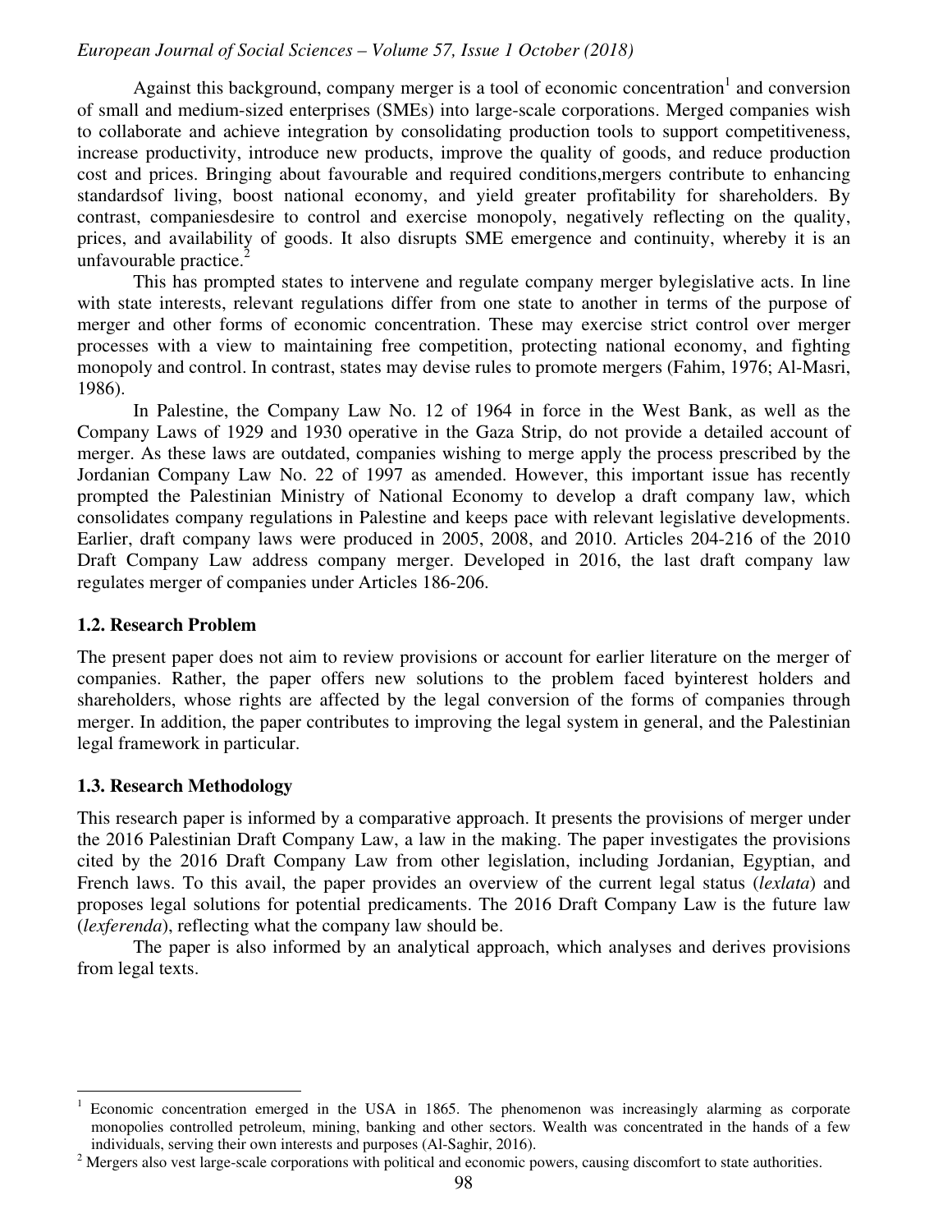Against this background, company merger is a tool of economic concentration[1] and conversion of small and medium-sized enterprises (SMEs) into large-scale corporations. Merged companies wish to collaborate and achieve integration by consolidating production tools to support competitiveness, increase productivity, introduce new products, improve the quality of goods, and reduce production cost and prices. Bringing about favourable and required conditions,mergers contribute to enhancing standardsof living, boost national economy, and yield greater profitability for shareholders. By contrast, companiesdesire to control and exercise monopoly, negatively reflecting on the quality, prices, and availability of goods. It also disrupts SME emergence and continuity, whereby it is an unfavourable practice.[2]

This has prompted states to intervene and regulate company merger bylegislative acts. In line with state interests, relevant regulations differ from one state to another in terms of the purpose of merger and other forms of economic concentration. These may exercise strict control over merger processes with a view to maintaining free competition, protecting national economy, and fighting monopoly and control. In contrast, states may devise rules to promote mergers (Fahim, 1976; Al-Masri, 1986).

In Palestine, the Company Law No. 12 of 1964 in force in the West Bank, as well as the Company Laws of 1929 and 1930 operative in the Gaza Strip, do not provide a detailed account of merger. As these laws are outdated, companies wishing to merge apply the process prescribed by the Jordanian Company Law No. 22 of 1997 as amended. However, this important issue has recently prompted the Palestinian Ministry of National Economy to develop a draft company law, which consolidates company regulations in Palestine and keeps pace with relevant legislative developments. Earlier, draft company laws were produced in 2005, 2008, and 2010. Articles 204-216 of the 2010 Draft Company Law address company merger. Developed in 2016, the last draft company law regulates merger of companies under Articles 186-206.

### 1.2. Research Problem

The present paper does not aim to review provisions or account for earlier literature on the merger of companies. Rather, the paper offers new solutions to the problem faced byinterest holders and shareholders, whose rights are affected by the legal conversion of the forms of companies through merger. In addition, the paper contributes to improving the legal system in general, and the Palestinian legal framework in particular.

### 1.3. Research Methodology

This research paper is informed by a comparative approach. It presents the provisions of merger under the 2016 Palestinian Draft Company Law, a law in the making. The paper investigates the provisions cited by the 2016 Draft Company Law from other legislation, including Jordanian, Egyptian, and French laws. To this avail, the paper provides an overview of the current legal status (*lexlata*) and proposes legal solutions for potential predicaments. The 2016 Draft Company Law is the future law (*lexferenda*), reflecting what the company law should be.

The paper is also informed by an analytical approach, which analyses and derives provisions from legal texts.

---

[1] Economic concentration emerged in the USA in 1865. The phenomenon was increasingly alarming as corporate monopolies controlled petroleum, mining, banking and other sectors. Wealth was concentrated in the hands of a few individuals, serving their own interests and purposes (Al-Saghir, 2016).

[2] Mergers also vest large-scale corporations with political and economic powers, causing discomfort to state authorities.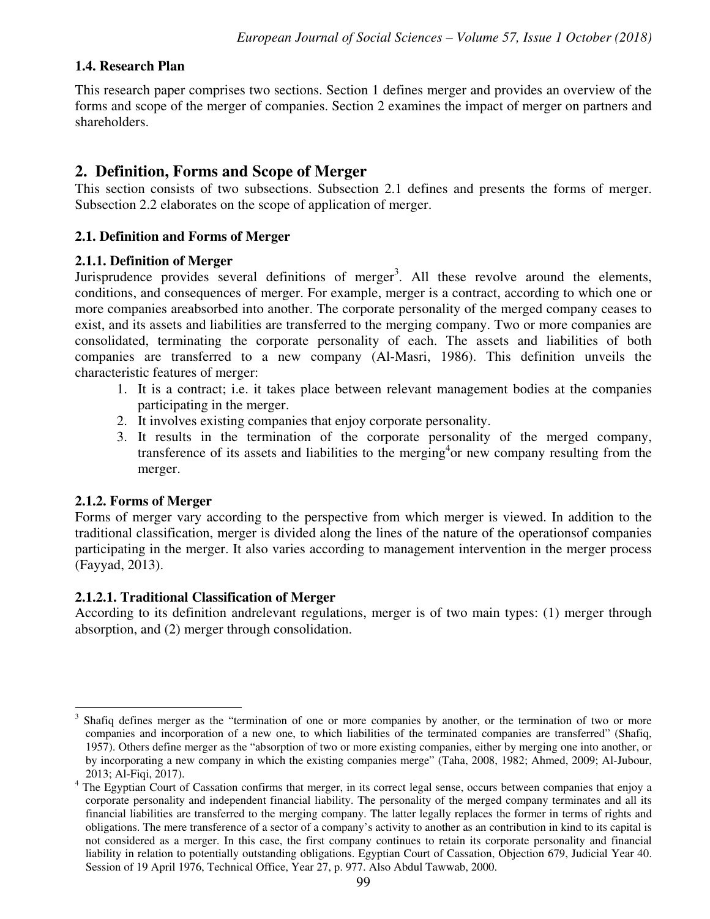### 1.4. Research Plan

This research paper comprises two sections. Section 1 defines merger and provides an overview of the forms and scope of the merger of companies. Section 2 examines the impact of merger on partners and shareholders.

## 2. Definition, Forms and Scope of Merger

This section consists of two subsections. Subsection 2.1 defines and presents the forms of merger. Subsection 2.2 elaborates on the scope of application of merger.

### 2.1. Definition and Forms of Merger

#### 2.1.1. Definition of Merger

Jurisprudence provides several definitions of merger[3]. All these revolve around the elements, conditions, and consequences of merger. For example, merger is a contract, according to which one or more companies areabsorbed into another. The corporate personality of the merged company ceases to exist, and its assets and liabilities are transferred to the merging company. Two or more companies are consolidated, terminating the corporate personality of each. The assets and liabilities of both companies are transferred to a new company (Al-Masri, 1986). This definition unveils the characteristic features of merger:

1. It is a contract; i.e. it takes place between relevant management bodies at the companies participating in the merger.
2. It involves existing companies that enjoy corporate personality.
3. It results in the termination of the corporate personality of the merged company, transference of its assets and liabilities to the merging[4]or new company resulting from the merger.

#### 2.1.2. Forms of Merger

Forms of merger vary according to the perspective from which merger is viewed. In addition to the traditional classification, merger is divided along the lines of the nature of the operationsof companies participating in the merger. It also varies according to management intervention in the merger process (Fayyad, 2013).

##### 2.1.2.1. Traditional Classification of Merger

According to its definition andrelevant regulations, merger is of two main types: (1) merger through absorption, and (2) merger through consolidation.

---

[3] Shafiq defines merger as the "termination of one or more companies by another, or the termination of two or more companies and incorporation of a new one, to which liabilities of the terminated companies are transferred" (Shafiq, 1957). Others define merger as the "absorption of two or more existing companies, either by merging one into another, or by incorporating a new company in which the existing companies merge" (Taha, 2008, 1982; Ahmed, 2009; Al-Jubour, 2013; Al-Fiqi, 2017).

[4] The Egyptian Court of Cassation confirms that merger, in its correct legal sense, occurs between companies that enjoy a corporate personality and independent financial liability. The personality of the merged company terminates and all its financial liabilities are transferred to the merging company. The latter legally replaces the former in terms of rights and obligations. The mere transference of a sector of a company's activity to another as an contribution in kind to its capital is not considered as a merger. In this case, the first company continues to retain its corporate personality and financial liability in relation to potentially outstanding obligations. Egyptian Court of Cassation, Objection 679, Judicial Year 40. Session of 19 April 1976, Technical Office, Year 27, p. 977. Also Abdul Tawwab, 2000.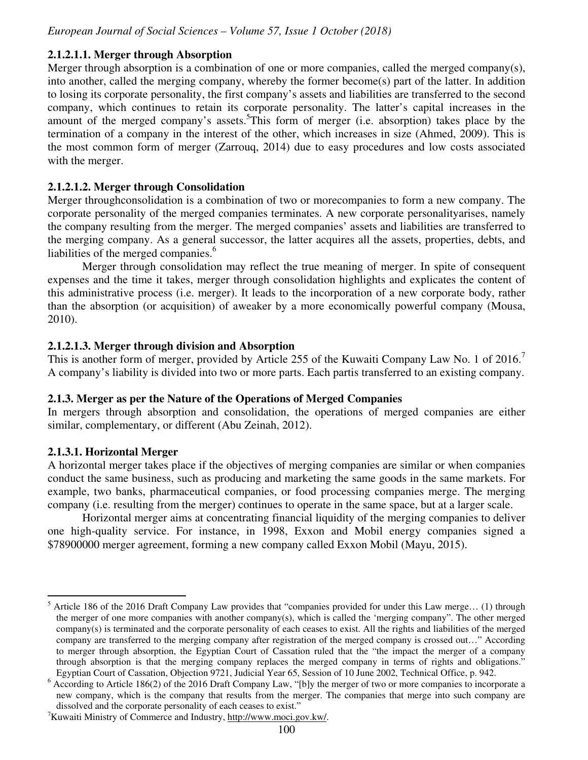#### 2.1.2.1.1. Merger through Absorption

Merger through absorption is a combination of one or more companies, called the merged company(s), into another, called the merging company, whereby the former become(s) part of the latter. In addition to losing its corporate personality, the first company's assets and liabilities are transferred to the second company, which continues to retain its corporate personality. The latter's capital increases in the amount of the merged company's assets.[5]This form of merger (i.e. absorption) takes place by the termination of a company in the interest of the other, which increases in size (Ahmed, 2009). This is the most common form of merger (Zarrouq, 2014) due to easy procedures and low costs associated with the merger.

#### 2.1.2.1.2. Merger through Consolidation

Merger throughconsolidation is a combination of two or morecompanies to form a new company. The corporate personality of the merged companies terminates. A new corporate personalityarises, namely the company resulting from the merger. The merged companies' assets and liabilities are transferred to the merging company. As a general successor, the latter acquires all the assets, properties, debts, and liabilities of the merged companies.[6]

Merger through consolidation may reflect the true meaning of merger. In spite of consequent expenses and the time it takes, merger through consolidation highlights and explicates the content of this administrative process (i.e. merger). It leads to the incorporation of a new corporate body, rather than the absorption (or acquisition) of aweaker by a more economically powerful company (Mousa, 2010).

#### 2.1.2.1.3. Merger through division and Absorption

This is another form of merger, provided by Article 255 of the Kuwaiti Company Law No. 1 of 2016.[7] A company's liability is divided into two or more parts. Each partis transferred to an existing company.

### 2.1.3. Merger as per the Nature of the Operations of Merged Companies

In mergers through absorption and consolidation, the operations of merged companies are either similar, complementary, or different (Abu Zeinah, 2012).

#### 2.1.3.1. Horizontal Merger

A horizontal merger takes place if the objectives of merging companies are similar or when companies conduct the same business, such as producing and marketing the same goods in the same markets. For example, two banks, pharmaceutical companies, or food processing companies merge. The merging company (i.e. resulting from the merger) continues to operate in the same space, but at a larger scale.

Horizontal merger aims at concentrating financial liquidity of the merging companies to deliver one high-quality service. For instance, in 1998, Exxon and Mobil energy companies signed a $78900000 merger agreement, forming a new company called Exxon Mobil (Mayu, 2015).

---

[5] Article 186 of the 2016 Draft Company Law provides that "companies provided for under this Law merge… (1) through the merger of one more companies with another company(s), which is called the 'merging company". The other merged company(s) is terminated and the corporate personality of each ceases to exist. All the rights and liabilities of the merged company are transferred to the merging company after registration of the merged company is crossed out…" According to merger through absorption, the Egyptian Court of Cassation ruled that the "the impact the merger of a company through absorption is that the merging company replaces the merged company in terms of rights and obligations." Egyptian Court of Cassation, Objection 9721, Judicial Year 65, Session of 10 June 2002, Technical Office, p. 942.

[6] According to Article 186(2) of the 2016 Draft Company Law, "[b]y the merger of two or more companies to incorporate a new company, which is the company that results from the merger. The companies that merge into such company are dissolved and the corporate personality of each ceases to exist."

[7]Kuwaiti Ministry of Commerce and Industry, http://www.moci.gov.kw/.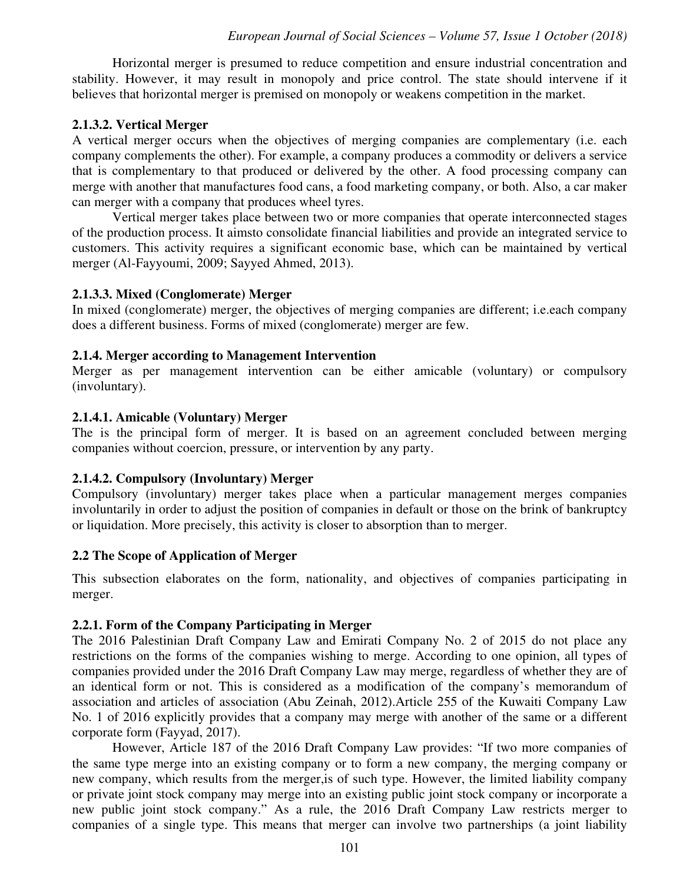Horizontal merger is presumed to reduce competition and ensure industrial concentration and stability. However, it may result in monopoly and price control. The state should intervene if it believes that horizontal merger is premised on monopoly or weakens competition in the market.

#### 2.1.3.2. Vertical Merger

A vertical merger occurs when the objectives of merging companies are complementary (i.e. each company complements the other). For example, a company produces a commodity or delivers a service that is complementary to that produced or delivered by the other. A food processing company can merge with another that manufactures food cans, a food marketing company, or both. Also, a car maker can merger with a company that produces wheel tyres.

Vertical merger takes place between two or more companies that operate interconnected stages of the production process. It aimsto consolidate financial liabilities and provide an integrated service to customers. This activity requires a significant economic base, which can be maintained by vertical merger (Al-Fayyoumi, 2009; Sayyed Ahmed, 2013).

#### 2.1.3.3. Mixed (Conglomerate) Merger

In mixed (conglomerate) merger, the objectives of merging companies are different; i.e.each company does a different business. Forms of mixed (conglomerate) merger are few.

### 2.1.4. Merger according to Management Intervention

Merger as per management intervention can be either amicable (voluntary) or compulsory (involuntary).

#### 2.1.4.1. Amicable (Voluntary) Merger

The is the principal form of merger. It is based on an agreement concluded between merging companies without coercion, pressure, or intervention by any party.

#### 2.1.4.2. Compulsory (Involuntary) Merger

Compulsory (involuntary) merger takes place when a particular management merges companies involuntarily in order to adjust the position of companies in default or those on the brink of bankruptcy or liquidation. More precisely, this activity is closer to absorption than to merger.

## 2.2 The Scope of Application of Merger

This subsection elaborates on the form, nationality, and objectives of companies participating in merger.

### 2.2.1. Form of the Company Participating in Merger

The 2016 Palestinian Draft Company Law and Emirati Company No. 2 of 2015 do not place any restrictions on the forms of the companies wishing to merge. According to one opinion, all types of companies provided under the 2016 Draft Company Law may merge, regardless of whether they are of an identical form or not. This is considered as a modification of the company's memorandum of association and articles of association (Abu Zeinah, 2012).Article 255 of the Kuwaiti Company Law No. 1 of 2016 explicitly provides that a company may merge with another of the same or a different corporate form (Fayyad, 2017).

However, Article 187 of the 2016 Draft Company Law provides: "If two more companies of the same type merge into an existing company or to form a new company, the merging company or new company, which results from the merger,is of such type. However, the limited liability company or private joint stock company may merge into an existing public joint stock company or incorporate a new public joint stock company." As a rule, the 2016 Draft Company Law restricts merger to companies of a single type. This means that merger can involve two partnerships (a joint liability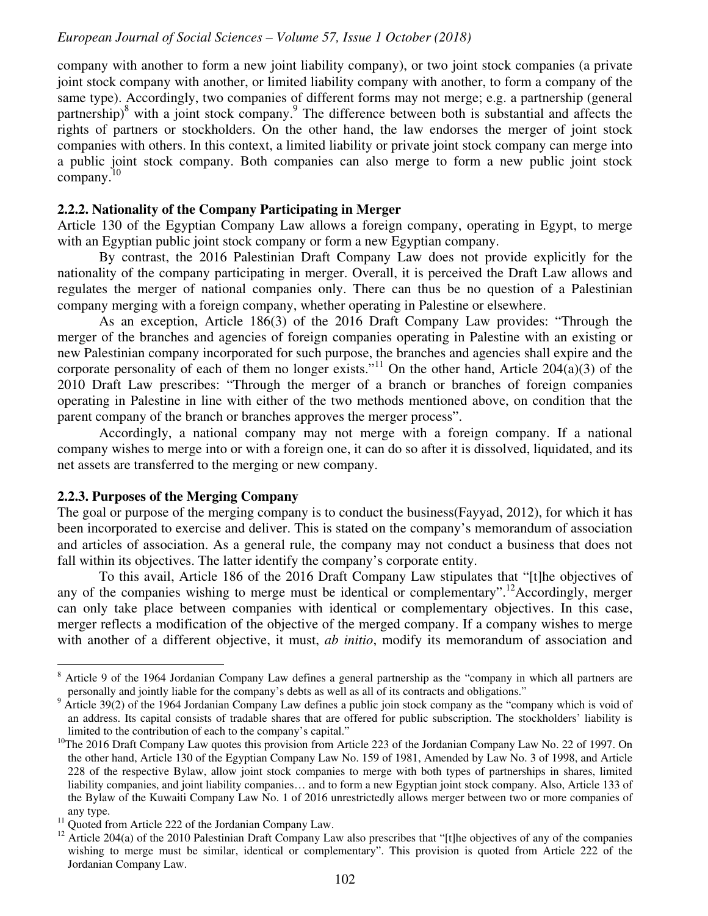company with another to form a new joint liability company), or two joint stock companies (a private joint stock company with another, or limited liability company with another, to form a company of the same type). Accordingly, two companies of different forms may not merge; e.g. a partnership (general partnership)[8] with a joint stock company.[9] The difference between both is substantial and affects the rights of partners or stockholders. On the other hand, the law endorses the merger of joint stock companies with others. In this context, a limited liability or private joint stock company can merge into a public joint stock company. Both companies can also merge to form a new public joint stock company.[10]

### 2.2.2. Nationality of the Company Participating in Merger

Article 130 of the Egyptian Company Law allows a foreign company, operating in Egypt, to merge with an Egyptian public joint stock company or form a new Egyptian company.

By contrast, the 2016 Palestinian Draft Company Law does not provide explicitly for the nationality of the company participating in merger. Overall, it is perceived the Draft Law allows and regulates the merger of national companies only. There can thus be no question of a Palestinian company merging with a foreign company, whether operating in Palestine or elsewhere.

As an exception, Article 186(3) of the 2016 Draft Company Law provides: "Through the merger of the branches and agencies of foreign companies operating in Palestine with an existing or new Palestinian company incorporated for such purpose, the branches and agencies shall expire and the corporate personality of each of them no longer exists."[11] On the other hand, Article 204(a)(3) of the 2010 Draft Law prescribes: "Through the merger of a branch or branches of foreign companies operating in Palestine in line with either of the two methods mentioned above, on condition that the parent company of the branch or branches approves the merger process".

Accordingly, a national company may not merge with a foreign company. If a national company wishes to merge into or with a foreign one, it can do so after it is dissolved, liquidated, and its net assets are transferred to the merging or new company.

### 2.2.3. Purposes of the Merging Company

The goal or purpose of the merging company is to conduct the business(Fayyad, 2012), for which it has been incorporated to exercise and deliver. This is stated on the company's memorandum of association and articles of association. As a general rule, the company may not conduct a business that does not fall within its objectives. The latter identify the company's corporate entity.

To this avail, Article 186 of the 2016 Draft Company Law stipulates that "[t]he objectives of any of the companies wishing to merge must be identical or complementary".[12]Accordingly, merger can only take place between companies with identical or complementary objectives. In this case, merger reflects a modification of the objective of the merged company. If a company wishes to merge with another of a different objective, it must, *ab initio*, modify its memorandum of association and

---

[8] Article 9 of the 1964 Jordanian Company Law defines a general partnership as the "company in which all partners are personally and jointly liable for the company's debts as well as all of its contracts and obligations."

[9] Article 39(2) of the 1964 Jordanian Company Law defines a public join stock company as the "company which is void of an address. Its capital consists of tradable shares that are offered for public subscription. The stockholders' liability is limited to the contribution of each to the company's capital."

[10] The 2016 Draft Company Law quotes this provision from Article 223 of the Jordanian Company Law No. 22 of 1997. On the other hand, Article 130 of the Egyptian Company Law No. 159 of 1981, Amended by Law No. 3 of 1998, and Article 228 of the respective Bylaw, allow joint stock companies to merge with both types of partnerships in shares, limited liability companies, and joint liability companies… and to form a new Egyptian joint stock company. Also, Article 133 of the Bylaw of the Kuwaiti Company Law No. 1 of 2016 unrestrictedly allows merger between two or more companies of any type.

[11] Quoted from Article 222 of the Jordanian Company Law.

[12] Article 204(a) of the 2010 Palestinian Draft Company Law also prescribes that "[t]he objectives of any of the companies wishing to merge must be similar, identical or complementary". This provision is quoted from Article 222 of the Jordanian Company Law.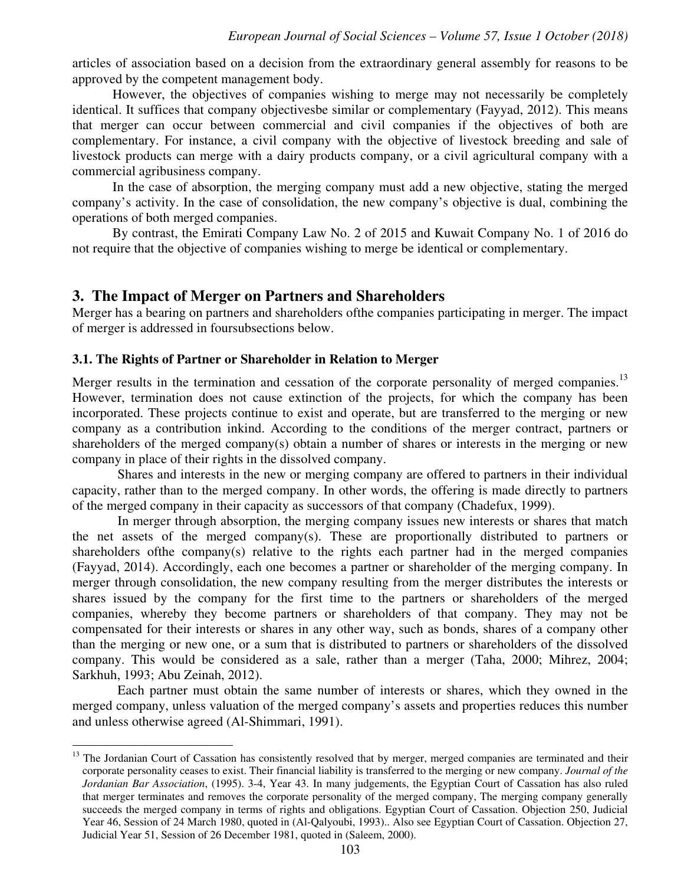articles of association based on a decision from the extraordinary general assembly for reasons to be approved by the competent management body.

However, the objectives of companies wishing to merge may not necessarily be completely identical. It suffices that company objectivesbe similar or complementary (Fayyad, 2012). This means that merger can occur between commercial and civil companies if the objectives of both are complementary. For instance, a civil company with the objective of livestock breeding and sale of livestock products can merge with a dairy products company, or a civil agricultural company with a commercial agribusiness company.

In the case of absorption, the merging company must add a new objective, stating the merged company's activity. In the case of consolidation, the new company's objective is dual, combining the operations of both merged companies.

By contrast, the Emirati Company Law No. 2 of 2015 and Kuwait Company No. 1 of 2016 do not require that the objective of companies wishing to merge be identical or complementary.

## 3. The Impact of Merger on Partners and Shareholders

Merger has a bearing on partners and shareholders ofthe companies participating in merger. The impact of merger is addressed in foursubsections below.

### 3.1. The Rights of Partner or Shareholder in Relation to Merger

Merger results in the termination and cessation of the corporate personality of merged companies.[13] However, termination does not cause extinction of the projects, for which the company has been incorporated. These projects continue to exist and operate, but are transferred to the merging or new company as a contribution inkind. According to the conditions of the merger contract, partners or shareholders of the merged company(s) obtain a number of shares or interests in the merging or new company in place of their rights in the dissolved company.

Shares and interests in the new or merging company are offered to partners in their individual capacity, rather than to the merged company. In other words, the offering is made directly to partners of the merged company in their capacity as successors of that company (Chadefux, 1999).

In merger through absorption, the merging company issues new interests or shares that match the net assets of the merged company(s). These are proportionally distributed to partners or shareholders ofthe company(s) relative to the rights each partner had in the merged companies (Fayyad, 2014). Accordingly, each one becomes a partner or shareholder of the merging company. In merger through consolidation, the new company resulting from the merger distributes the interests or shares issued by the company for the first time to the partners or shareholders of the merged companies, whereby they become partners or shareholders of that company. They may not be compensated for their interests or shares in any other way, such as bonds, shares of a company other than the merging or new one, or a sum that is distributed to partners or shareholders of the dissolved company. This would be considered as a sale, rather than a merger (Taha, 2000; Mihrez, 2004; Sarkhuh, 1993; Abu Zeinah, 2012).

Each partner must obtain the same number of interests or shares, which they owned in the merged company, unless valuation of the merged company's assets and properties reduces this number and unless otherwise agreed (Al-Shimmari, 1991).

---

[13] The Jordanian Court of Cassation has consistently resolved that by merger, merged companies are terminated and their corporate personality ceases to exist. Their financial liability is transferred to the merging or new company. *Journal of the Jordanian Bar Association*, (1995). 3-4, Year 43. In many judgements, the Egyptian Court of Cassation has also ruled that merger terminates and removes the corporate personality of the merged company, The merging company generally succeeds the merged company in terms of rights and obligations. Egyptian Court of Cassation. Objection 250, Judicial Year 46, Session of 24 March 1980, quoted in (Al-Qalyoubi, 1993).. Also see Egyptian Court of Cassation. Objection 27, Judicial Year 51, Session of 26 December 1981, quoted in (Saleem, 2000).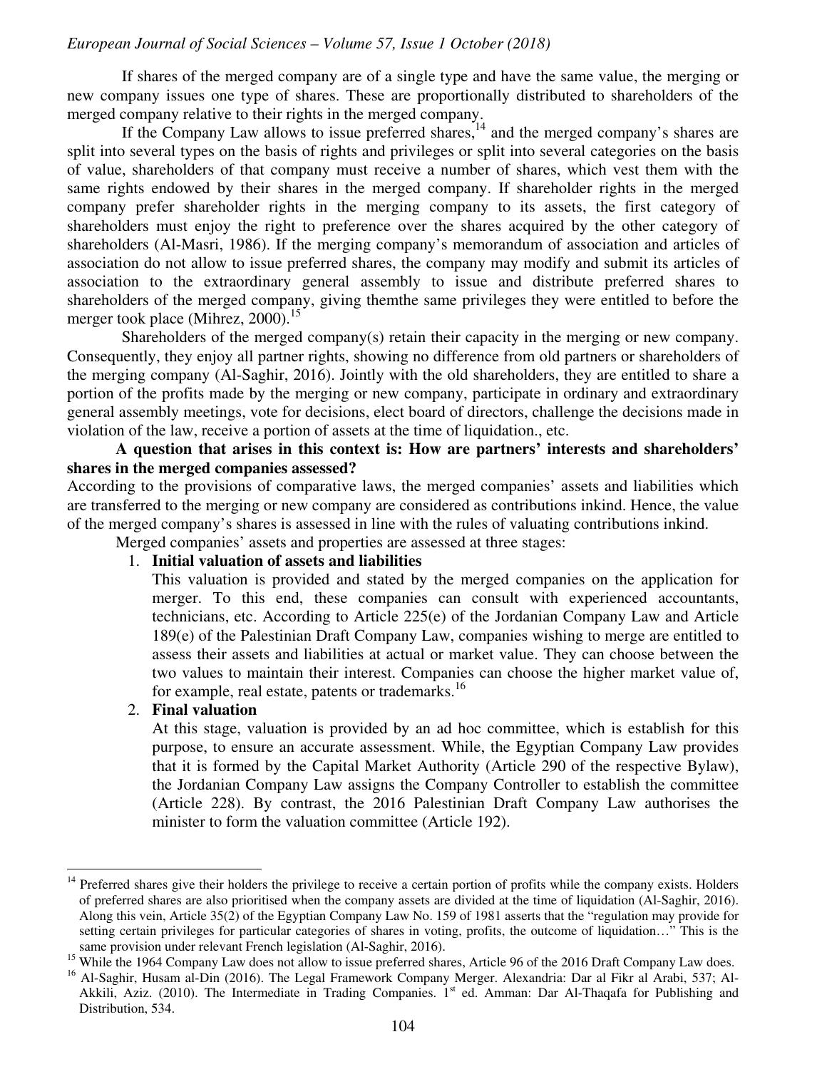If shares of the merged company are of a single type and have the same value, the merging or new company issues one type of shares. These are proportionally distributed to shareholders of the merged company relative to their rights in the merged company.

If the Company Law allows to issue preferred shares,[14] and the merged company's shares are split into several types on the basis of rights and privileges or split into several categories on the basis of value, shareholders of that company must receive a number of shares, which vest them with the same rights endowed by their shares in the merged company. If shareholder rights in the merged company prefer shareholder rights in the merging company to its assets, the first category of shareholders must enjoy the right to preference over the shares acquired by the other category of shareholders (Al-Masri, 1986). If the merging company's memorandum of association and articles of association do not allow to issue preferred shares, the company may modify and submit its articles of association to the extraordinary general assembly to issue and distribute preferred shares to shareholders of the merged company, giving themthe same privileges they were entitled to before the merger took place (Mihrez, 2000).[15]

Shareholders of the merged company(s) retain their capacity in the merging or new company. Consequently, they enjoy all partner rights, showing no difference from old partners or shareholders of the merging company (Al-Saghir, 2016). Jointly with the old shareholders, they are entitled to share a portion of the profits made by the merging or new company, participate in ordinary and extraordinary general assembly meetings, vote for decisions, elect board of directors, challenge the decisions made in violation of the law, receive a portion of assets at the time of liquidation., etc.

**A question that arises in this context is: How are partners' interests and shareholders' shares in the merged companies assessed?**

According to the provisions of comparative laws, the merged companies' assets and liabilities which are transferred to the merging or new company are considered as contributions inkind. Hence, the value of the merged company's shares is assessed in line with the rules of valuating contributions inkind.

Merged companies' assets and properties are assessed at three stages:

1. **Initial valuation of assets and liabilities**

   This valuation is provided and stated by the merged companies on the application for merger. To this end, these companies can consult with experienced accountants, technicians, etc. According to Article 225(e) of the Jordanian Company Law and Article 189(e) of the Palestinian Draft Company Law, companies wishing to merge are entitled to assess their assets and liabilities at actual or market value. They can choose between the two values to maintain their interest. Companies can choose the higher market value of, for example, real estate, patents or trademarks.[16]

2. **Final valuation**

   At this stage, valuation is provided by an ad hoc committee, which is establish for this purpose, to ensure an accurate assessment. While, the Egyptian Company Law provides that it is formed by the Capital Market Authority (Article 290 of the respective Bylaw), the Jordanian Company Law assigns the Company Controller to establish the committee (Article 228). By contrast, the 2016 Palestinian Draft Company Law authorises the minister to form the valuation committee (Article 192).

---

[14] Preferred shares give their holders the privilege to receive a certain portion of profits while the company exists. Holders of preferred shares are also prioritised when the company assets are divided at the time of liquidation (Al-Saghir, 2016). Along this vein, Article 35(2) of the Egyptian Company Law No. 159 of 1981 asserts that the "regulation may provide for setting certain privileges for particular categories of shares in voting, profits, the outcome of liquidation…" This is the same provision under relevant French legislation (Al-Saghir, 2016).

[15] While the 1964 Company Law does not allow to issue preferred shares, Article 96 of the 2016 Draft Company Law does.

[16] Al-Saghir, Husam al-Din (2016). The Legal Framework Company Merger. Alexandria: Dar al Fikr al Arabi, 537; Al-Akkili, Aziz. (2010). The Intermediate in Trading Companies. 1st ed. Amman: Dar Al-Thaqafa for Publishing and Distribution, 534.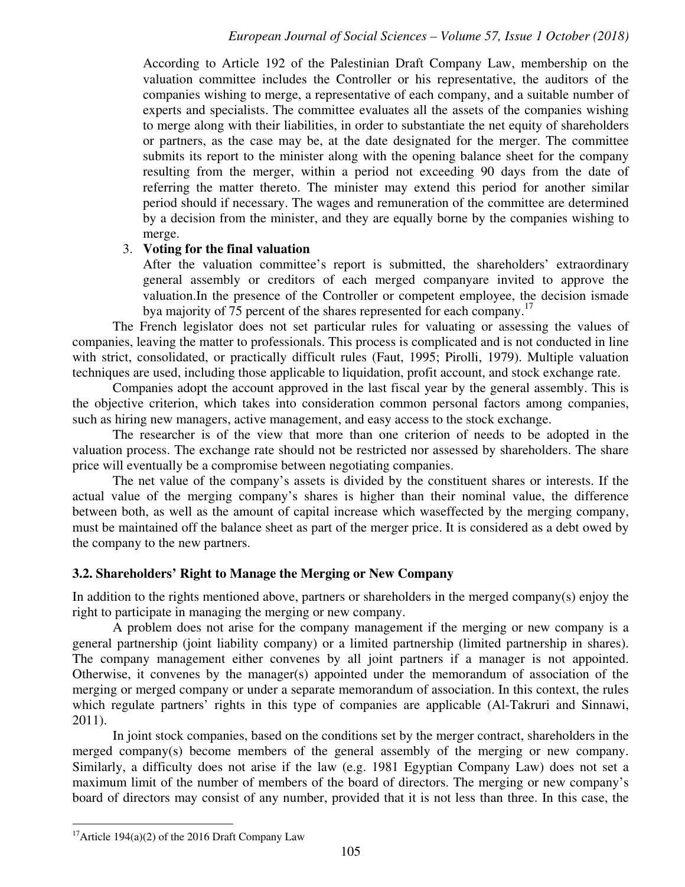According to Article 192 of the Palestinian Draft Company Law, membership on the valuation committee includes the Controller or his representative, the auditors of the companies wishing to merge, a representative of each company, and a suitable number of experts and specialists. The committee evaluates all the assets of the companies wishing to merge along with their liabilities, in order to substantiate the net equity of shareholders or partners, as the case may be, at the date designated for the merger. The committee submits its report to the minister along with the opening balance sheet for the company resulting from the merger, within a period not exceeding 90 days from the date of referring the matter thereto. The minister may extend this period for another similar period should if necessary. The wages and remuneration of the committee are determined by a decision from the minister, and they are equally borne by the companies wishing to merge.

3. **Voting for the final valuation**

After the valuation committee's report is submitted, the shareholders' extraordinary general assembly or creditors of each merged companyare invited to approve the valuation.In the presence of the Controller or competent employee, the decision ismade bya majority of 75 percent of the shares represented for each company.[17]

The French legislator does not set particular rules for valuating or assessing the values of companies, leaving the matter to professionals. This process is complicated and is not conducted in line with strict, consolidated, or practically difficult rules (Faut, 1995; Pirolli, 1979). Multiple valuation techniques are used, including those applicable to liquidation, profit account, and stock exchange rate.

Companies adopt the account approved in the last fiscal year by the general assembly. This is the objective criterion, which takes into consideration common personal factors among companies, such as hiring new managers, active management, and easy access to the stock exchange.

The researcher is of the view that more than one criterion of needs to be adopted in the valuation process. The exchange rate should not be restricted nor assessed by shareholders. The share price will eventually be a compromise between negotiating companies.

The net value of the company's assets is divided by the constituent shares or interests. If the actual value of the merging company's shares is higher than their nominal value, the difference between both, as well as the amount of capital increase which waseffected by the merging company, must be maintained off the balance sheet as part of the merger price. It is considered as a debt owed by the company to the new partners.

### 3.2. Shareholders' Right to Manage the Merging or New Company

In addition to the rights mentioned above, partners or shareholders in the merged company(s) enjoy the right to participate in managing the merging or new company.

A problem does not arise for the company management if the merging or new company is a general partnership (joint liability company) or a limited partnership (limited partnership in shares). The company management either convenes by all joint partners if a manager is not appointed. Otherwise, it convenes by the manager(s) appointed under the memorandum of association of the merging or merged company or under a separate memorandum of association. In this context, the rules which regulate partners' rights in this type of companies are applicable (Al-Takruri and Sinnawi, 2011).

In joint stock companies, based on the conditions set by the merger contract, shareholders in the merged company(s) become members of the general assembly of the merging or new company. Similarly, a difficulty does not arise if the law (e.g. 1981 Egyptian Company Law) does not set a maximum limit of the number of members of the board of directors. The merging or new company's board of directors may consist of any number, provided that it is not less than three. In this case, the

[17] Article 194(a)(2) of the 2016 Draft Company Law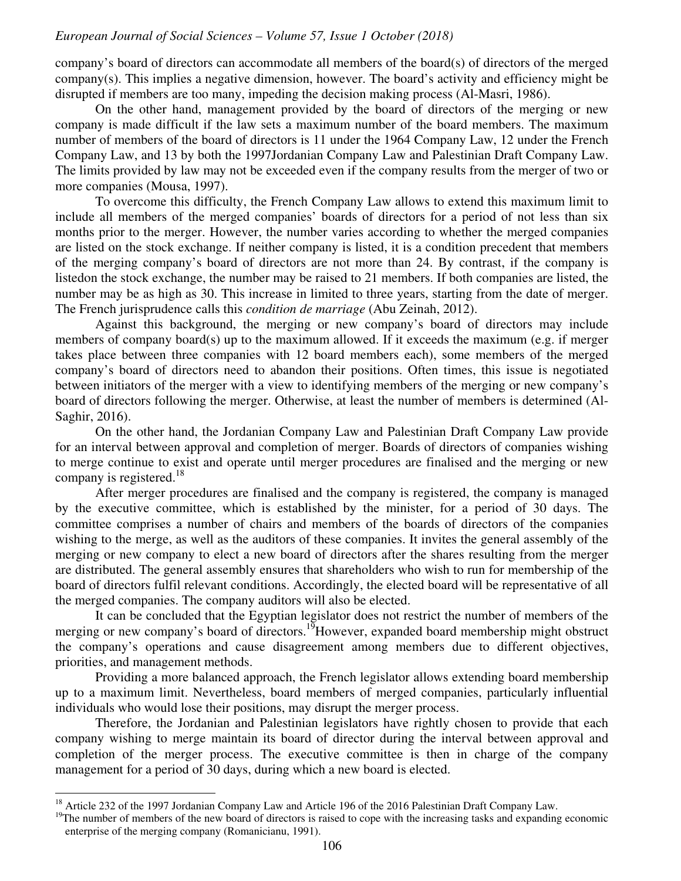company's board of directors can accommodate all members of the board(s) of directors of the merged company(s). This implies a negative dimension, however. The board's activity and efficiency might be disrupted if members are too many, impeding the decision making process (Al-Masri, 1986).

On the other hand, management provided by the board of directors of the merging or new company is made difficult if the law sets a maximum number of the board members. The maximum number of members of the board of directors is 11 under the 1964 Company Law, 12 under the French Company Law, and 13 by both the 1997Jordanian Company Law and Palestinian Draft Company Law. The limits provided by law may not be exceeded even if the company results from the merger of two or more companies (Mousa, 1997).

To overcome this difficulty, the French Company Law allows to extend this maximum limit to include all members of the merged companies' boards of directors for a period of not less than six months prior to the merger. However, the number varies according to whether the merged companies are listed on the stock exchange. If neither company is listed, it is a condition precedent that members of the merging company's board of directors are not more than 24. By contrast, if the company is listedon the stock exchange, the number may be raised to 21 members. If both companies are listed, the number may be as high as 30. This increase in limited to three years, starting from the date of merger. The French jurisprudence calls this *condition de marriage* (Abu Zeinah, 2012).

Against this background, the merging or new company's board of directors may include members of company board(s) up to the maximum allowed. If it exceeds the maximum (e.g. if merger takes place between three companies with 12 board members each), some members of the merged company's board of directors need to abandon their positions. Often times, this issue is negotiated between initiators of the merger with a view to identifying members of the merging or new company's board of directors following the merger. Otherwise, at least the number of members is determined (Al-Saghir, 2016).

On the other hand, the Jordanian Company Law and Palestinian Draft Company Law provide for an interval between approval and completion of merger. Boards of directors of companies wishing to merge continue to exist and operate until merger procedures are finalised and the merging or new company is registered.[18]

After merger procedures are finalised and the company is registered, the company is managed by the executive committee, which is established by the minister, for a period of 30 days. The committee comprises a number of chairs and members of the boards of directors of the companies wishing to the merge, as well as the auditors of these companies. It invites the general assembly of the merging or new company to elect a new board of directors after the shares resulting from the merger are distributed. The general assembly ensures that shareholders who wish to run for membership of the board of directors fulfil relevant conditions. Accordingly, the elected board will be representative of all the merged companies. The company auditors will also be elected.

It can be concluded that the Egyptian legislator does not restrict the number of members of the merging or new company's board of directors.[19]However, expanded board membership might obstruct the company's operations and cause disagreement among members due to different objectives, priorities, and management methods.

Providing a more balanced approach, the French legislator allows extending board membership up to a maximum limit. Nevertheless, board members of merged companies, particularly influential individuals who would lose their positions, may disrupt the merger process.

Therefore, the Jordanian and Palestinian legislators have rightly chosen to provide that each company wishing to merge maintain its board of director during the interval between approval and completion of the merger process. The executive committee is then in charge of the company management for a period of 30 days, during which a new board is elected.

---

[18] Article 232 of the 1997 Jordanian Company Law and Article 196 of the 2016 Palestinian Draft Company Law.

[19]The number of members of the new board of directors is raised to cope with the increasing tasks and expanding economic enterprise of the merging company (Romanicianu, 1991).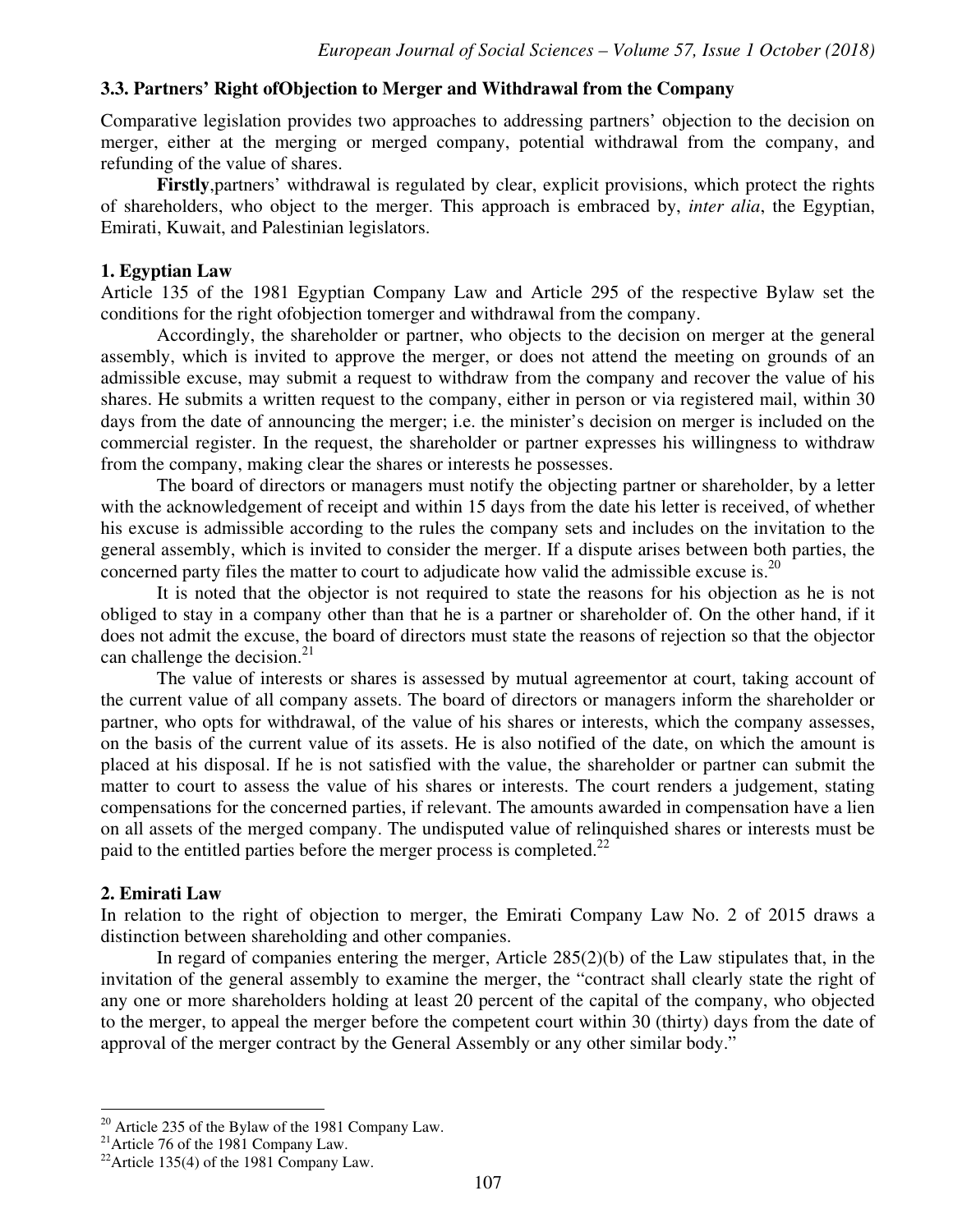### 3.3. Partners' Right ofObjection to Merger and Withdrawal from the Company

Comparative legislation provides two approaches to addressing partners' objection to the decision on merger, either at the merging or merged company, potential withdrawal from the company, and refunding of the value of shares.

**Firstly**,partners' withdrawal is regulated by clear, explicit provisions, which protect the rights of shareholders, who object to the merger. This approach is embraced by, *inter alia*, the Egyptian, Emirati, Kuwait, and Palestinian legislators.

#### 1. Egyptian Law

Article 135 of the 1981 Egyptian Company Law and Article 295 of the respective Bylaw set the conditions for the right ofobjection tomerger and withdrawal from the company.

Accordingly, the shareholder or partner, who objects to the decision on merger at the general assembly, which is invited to approve the merger, or does not attend the meeting on grounds of an admissible excuse, may submit a request to withdraw from the company and recover the value of his shares. He submits a written request to the company, either in person or via registered mail, within 30 days from the date of announcing the merger; i.e. the minister's decision on merger is included on the commercial register. In the request, the shareholder or partner expresses his willingness to withdraw from the company, making clear the shares or interests he possesses.

The board of directors or managers must notify the objecting partner or shareholder, by a letter with the acknowledgement of receipt and within 15 days from the date his letter is received, of whether his excuse is admissible according to the rules the company sets and includes on the invitation to the general assembly, which is invited to consider the merger. If a dispute arises between both parties, the concerned party files the matter to court to adjudicate how valid the admissible excuse is.[20]

It is noted that the objector is not required to state the reasons for his objection as he is not obliged to stay in a company other than that he is a partner or shareholder of. On the other hand, if it does not admit the excuse, the board of directors must state the reasons of rejection so that the objector can challenge the decision.[21]

The value of interests or shares is assessed by mutual agreementor at court, taking account of the current value of all company assets. The board of directors or managers inform the shareholder or partner, who opts for withdrawal, of the value of his shares or interests, which the company assesses, on the basis of the current value of its assets. He is also notified of the date, on which the amount is placed at his disposal. If he is not satisfied with the value, the shareholder or partner can submit the matter to court to assess the value of his shares or interests. The court renders a judgement, stating compensations for the concerned parties, if relevant. The amounts awarded in compensation have a lien on all assets of the merged company. The undisputed value of relinquished shares or interests must be paid to the entitled parties before the merger process is completed.[22]

#### 2. Emirati Law

In relation to the right of objection to merger, the Emirati Company Law No. 2 of 2015 draws a distinction between shareholding and other companies.

In regard of companies entering the merger, Article 285(2)(b) of the Law stipulates that, in the invitation of the general assembly to examine the merger, the "contract shall clearly state the right of any one or more shareholders holding at least 20 percent of the capital of the company, who objected to the merger, to appeal the merger before the competent court within 30 (thirty) days from the date of approval of the merger contract by the General Assembly or any other similar body."

---

[20] Article 235 of the Bylaw of the 1981 Company Law.

[21] Article 76 of the 1981 Company Law.

[22] Article 135(4) of the 1981 Company Law.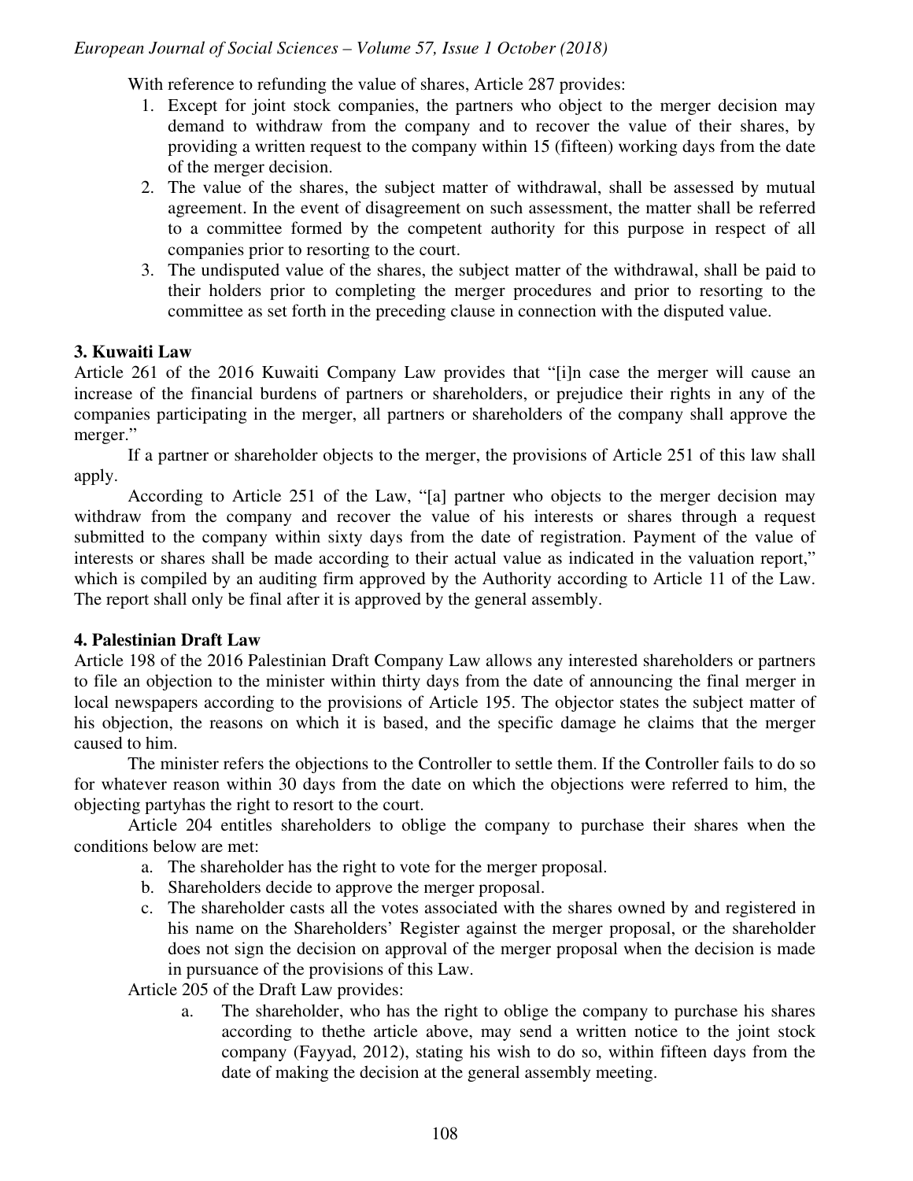With reference to refunding the value of shares, Article 287 provides:

1. Except for joint stock companies, the partners who object to the merger decision may demand to withdraw from the company and to recover the value of their shares, by providing a written request to the company within 15 (fifteen) working days from the date of the merger decision.
2. The value of the shares, the subject matter of withdrawal, shall be assessed by mutual agreement. In the event of disagreement on such assessment, the matter shall be referred to a committee formed by the competent authority for this purpose in respect of all companies prior to resorting to the court.
3. The undisputed value of the shares, the subject matter of the withdrawal, shall be paid to their holders prior to completing the merger procedures and prior to resorting to the committee as set forth in the preceding clause in connection with the disputed value.

**3. Kuwaiti Law**

Article 261 of the 2016 Kuwaiti Company Law provides that "[i]n case the merger will cause an increase of the financial burdens of partners or shareholders, or prejudice their rights in any of the companies participating in the merger, all partners or shareholders of the company shall approve the merger."

If a partner or shareholder objects to the merger, the provisions of Article 251 of this law shall apply.

According to Article 251 of the Law, "[a] partner who objects to the merger decision may withdraw from the company and recover the value of his interests or shares through a request submitted to the company within sixty days from the date of registration. Payment of the value of interests or shares shall be made according to their actual value as indicated in the valuation report," which is compiled by an auditing firm approved by the Authority according to Article 11 of the Law. The report shall only be final after it is approved by the general assembly.

**4. Palestinian Draft Law**

Article 198 of the 2016 Palestinian Draft Company Law allows any interested shareholders or partners to file an objection to the minister within thirty days from the date of announcing the final merger in local newspapers according to the provisions of Article 195. The objector states the subject matter of his objection, the reasons on which it is based, and the specific damage he claims that the merger caused to him.

The minister refers the objections to the Controller to settle them. If the Controller fails to do so for whatever reason within 30 days from the date on which the objections were referred to him, the objecting partyhas the right to resort to the court.

Article 204 entitles shareholders to oblige the company to purchase their shares when the conditions below are met:

a. The shareholder has the right to vote for the merger proposal.
b. Shareholders decide to approve the merger proposal.
c. The shareholder casts all the votes associated with the shares owned by and registered in his name on the Shareholders' Register against the merger proposal, or the shareholder does not sign the decision on approval of the merger proposal when the decision is made in pursuance of the provisions of this Law.

Article 205 of the Draft Law provides:

a. The shareholder, who has the right to oblige the company to purchase his shares according to thethe article above, may send a written notice to the joint stock company (Fayyad, 2012), stating his wish to do so, within fifteen days from the date of making the decision at the general assembly meeting.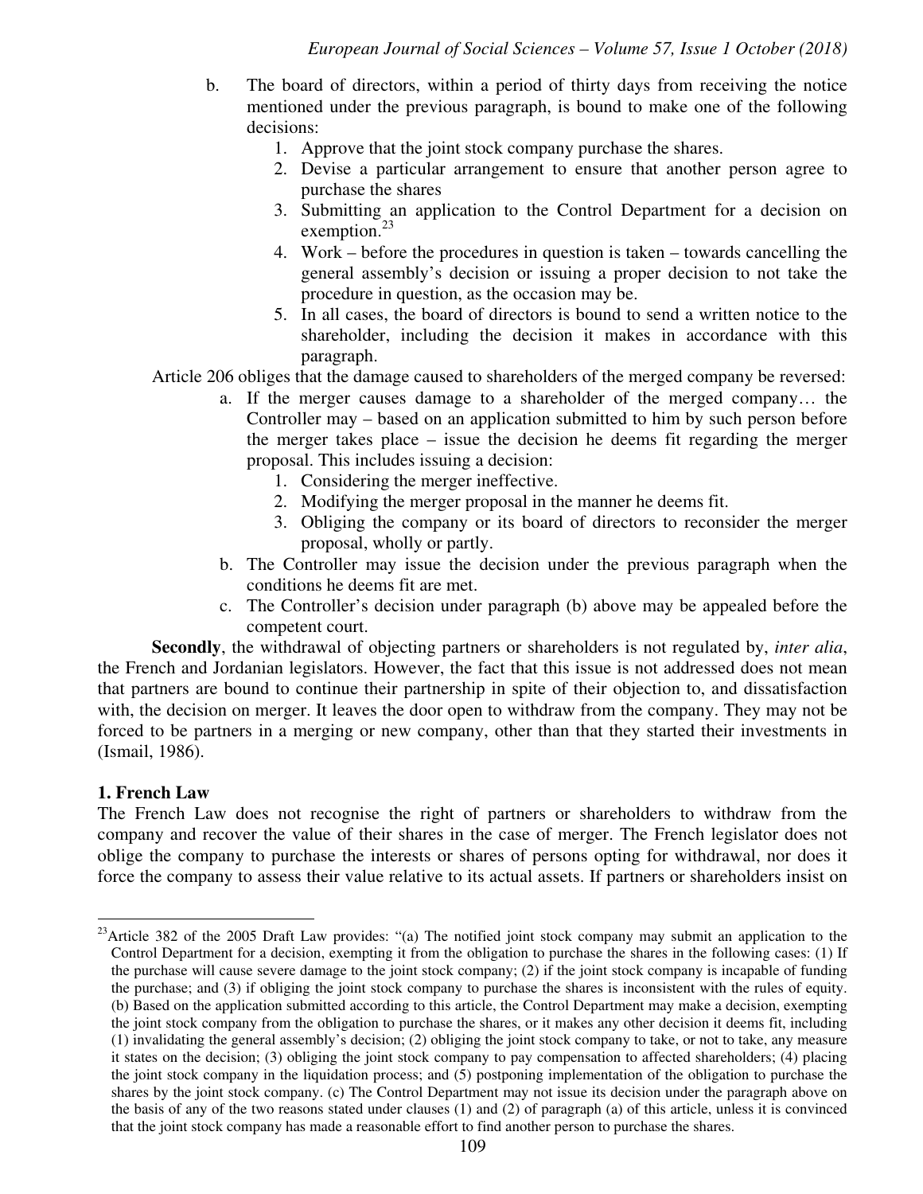b. The board of directors, within a period of thirty days from receiving the notice mentioned under the previous paragraph, is bound to make one of the following decisions:
   1. Approve that the joint stock company purchase the shares.
   2. Devise a particular arrangement to ensure that another person agree to purchase the shares
   3. Submitting an application to the Control Department for a decision on exemption.[23]
   4. Work – before the procedures in question is taken – towards cancelling the general assembly's decision or issuing a proper decision to not take the procedure in question, as the occasion may be.
   5. In all cases, the board of directors is bound to send a written notice to the shareholder, including the decision it makes in accordance with this paragraph.

Article 206 obliges that the damage caused to shareholders of the merged company be reversed:

a. If the merger causes damage to a shareholder of the merged company… the Controller may – based on an application submitted to him by such person before the merger takes place – issue the decision he deems fit regarding the merger proposal. This includes issuing a decision:
   1. Considering the merger ineffective.
   2. Modifying the merger proposal in the manner he deems fit.
   3. Obliging the company or its board of directors to reconsider the merger proposal, wholly or partly.

b. The Controller may issue the decision under the previous paragraph when the conditions he deems fit are met.

c. The Controller's decision under paragraph (b) above may be appealed before the competent court.

**Secondly**, the withdrawal of objecting partners or shareholders is not regulated by, *inter alia*, the French and Jordanian legislators. However, the fact that this issue is not addressed does not mean that partners are bound to continue their partnership in spite of their objection to, and dissatisfaction with, the decision on merger. It leaves the door open to withdraw from the company. They may not be forced to be partners in a merging or new company, other than that they started their investments in (Ismail, 1986).

### 1. French Law

The French Law does not recognise the right of partners or shareholders to withdraw from the company and recover the value of their shares in the case of merger. The French legislator does not oblige the company to purchase the interests or shares of persons opting for withdrawal, nor does it force the company to assess their value relative to its actual assets. If partners or shareholders insist on

---

[23] Article 382 of the 2005 Draft Law provides: "(a) The notified joint stock company may submit an application to the Control Department for a decision, exempting it from the obligation to purchase the shares in the following cases: (1) If the purchase will cause severe damage to the joint stock company; (2) if the joint stock company is incapable of funding the purchase; and (3) if obliging the joint stock company to purchase the shares is inconsistent with the rules of equity. (b) Based on the application submitted according to this article, the Control Department may make a decision, exempting the joint stock company from the obligation to purchase the shares, or it makes any other decision it deems fit, including (1) invalidating the general assembly's decision; (2) obliging the joint stock company to take, or not to take, any measure it states on the decision; (3) obliging the joint stock company to pay compensation to affected shareholders; (4) placing the joint stock company in the liquidation process; and (5) postponing implementation of the obligation to purchase the shares by the joint stock company. (c) The Control Department may not issue its decision under the paragraph above on the basis of any of the two reasons stated under clauses (1) and (2) of paragraph (a) of this article, unless it is convinced that the joint stock company has made a reasonable effort to find another person to purchase the shares.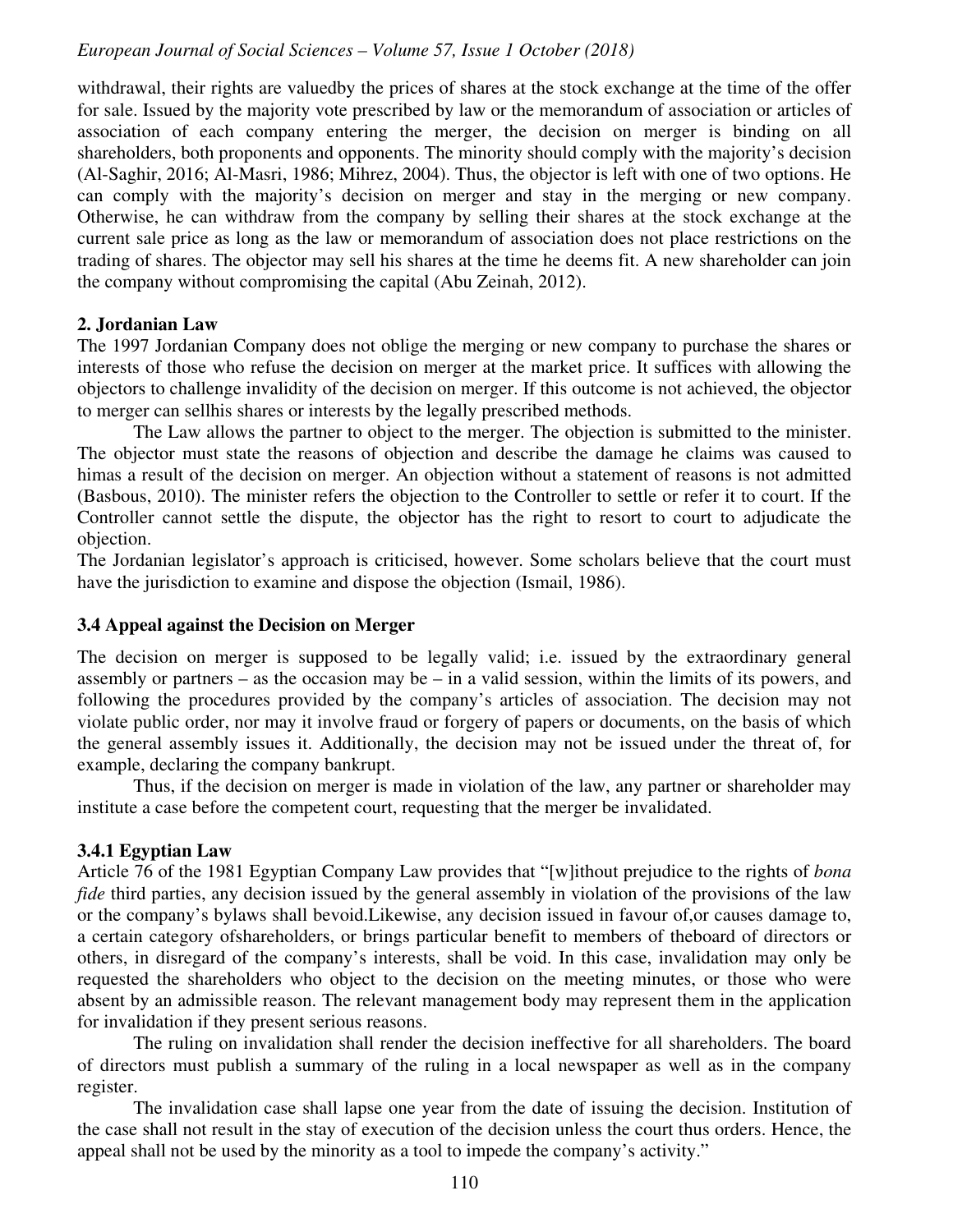withdrawal, their rights are valuedby the prices of shares at the stock exchange at the time of the offer for sale. Issued by the majority vote prescribed by law or the memorandum of association or articles of association of each company entering the merger, the decision on merger is binding on all shareholders, both proponents and opponents. The minority should comply with the majority's decision (Al-Saghir, 2016; Al-Masri, 1986; Mihrez, 2004). Thus, the objector is left with one of two options. He can comply with the majority's decision on merger and stay in the merging or new company. Otherwise, he can withdraw from the company by selling their shares at the stock exchange at the current sale price as long as the law or memorandum of association does not place restrictions on the trading of shares. The objector may sell his shares at the time he deems fit. A new shareholder can join the company without compromising the capital (Abu Zeinah, 2012).

**2. Jordanian Law**

The 1997 Jordanian Company does not oblige the merging or new company to purchase the shares or interests of those who refuse the decision on merger at the market price. It suffices with allowing the objectors to challenge invalidity of the decision on merger. If this outcome is not achieved, the objector to merger can sellhis shares or interests by the legally prescribed methods.

The Law allows the partner to object to the merger. The objection is submitted to the minister. The objector must state the reasons of objection and describe the damage he claims was caused to himas a result of the decision on merger. An objection without a statement of reasons is not admitted (Basbous, 2010). The minister refers the objection to the Controller to settle or refer it to court. If the Controller cannot settle the dispute, the objector has the right to resort to court to adjudicate the objection.

The Jordanian legislator's approach is criticised, however. Some scholars believe that the court must have the jurisdiction to examine and dispose the objection (Ismail, 1986).

### 3.4 Appeal against the Decision on Merger

The decision on merger is supposed to be legally valid; i.e. issued by the extraordinary general assembly or partners – as the occasion may be – in a valid session, within the limits of its powers, and following the procedures provided by the company's articles of association. The decision may not violate public order, nor may it involve fraud or forgery of papers or documents, on the basis of which the general assembly issues it. Additionally, the decision may not be issued under the threat of, for example, declaring the company bankrupt.

Thus, if the decision on merger is made in violation of the law, any partner or shareholder may institute a case before the competent court, requesting that the merger be invalidated.

#### 3.4.1 Egyptian Law

Article 76 of the 1981 Egyptian Company Law provides that "[w]ithout prejudice to the rights of *bona fide* third parties, any decision issued by the general assembly in violation of the provisions of the law or the company's bylaws shall bevoid.Likewise, any decision issued in favour of,or causes damage to, a certain category ofshareholders, or brings particular benefit to members of theboard of directors or others, in disregard of the company's interests, shall be void. In this case, invalidation may only be requested the shareholders who object to the decision on the meeting minutes, or those who were absent by an admissible reason. The relevant management body may represent them in the application for invalidation if they present serious reasons.

The ruling on invalidation shall render the decision ineffective for all shareholders. The board of directors must publish a summary of the ruling in a local newspaper as well as in the company register.

The invalidation case shall lapse one year from the date of issuing the decision. Institution of the case shall not result in the stay of execution of the decision unless the court thus orders. Hence, the appeal shall not be used by the minority as a tool to impede the company's activity."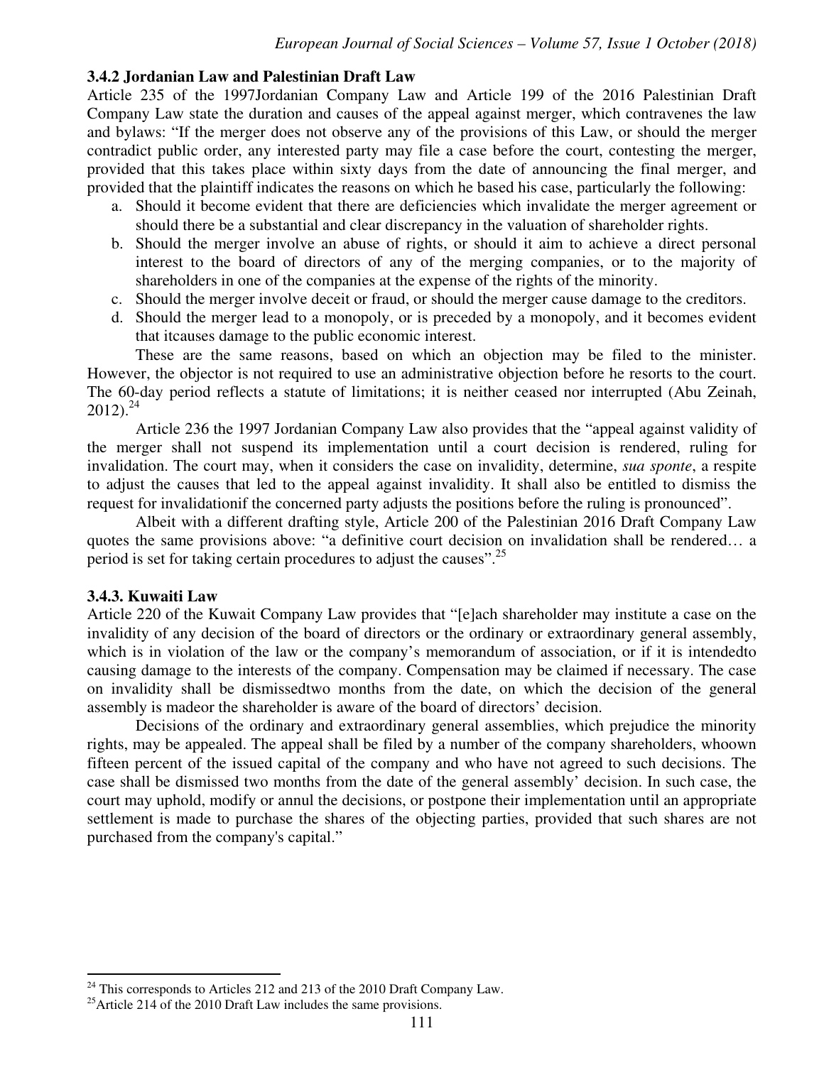### 3.4.2 Jordanian Law and Palestinian Draft Law

Article 235 of the 1997Jordanian Company Law and Article 199 of the 2016 Palestinian Draft Company Law state the duration and causes of the appeal against merger, which contravenes the law and bylaws: "If the merger does not observe any of the provisions of this Law, or should the merger contradict public order, any interested party may file a case before the court, contesting the merger, provided that this takes place within sixty days from the date of announcing the final merger, and provided that the plaintiff indicates the reasons on which he based his case, particularly the following:

a. Should it become evident that there are deficiencies which invalidate the merger agreement or should there be a substantial and clear discrepancy in the valuation of shareholder rights.
b. Should the merger involve an abuse of rights, or should it aim to achieve a direct personal interest to the board of directors of any of the merging companies, or to the majority of shareholders in one of the companies at the expense of the rights of the minority.
c. Should the merger involve deceit or fraud, or should the merger cause damage to the creditors.
d. Should the merger lead to a monopoly, or is preceded by a monopoly, and it becomes evident that itcauses damage to the public economic interest.

These are the same reasons, based on which an objection may be filed to the minister. However, the objector is not required to use an administrative objection before he resorts to the court. The 60-day period reflects a statute of limitations; it is neither ceased nor interrupted (Abu Zeinah, 2012).[24]

Article 236 the 1997 Jordanian Company Law also provides that the "appeal against validity of the merger shall not suspend its implementation until a court decision is rendered, ruling for invalidation. The court may, when it considers the case on invalidity, determine, *sua sponte*, a respite to adjust the causes that led to the appeal against invalidity. It shall also be entitled to dismiss the request for invalidationif the concerned party adjusts the positions before the ruling is pronounced".

Albeit with a different drafting style, Article 200 of the Palestinian 2016 Draft Company Law quotes the same provisions above: "a definitive court decision on invalidation shall be rendered… a period is set for taking certain procedures to adjust the causes".[25]

### 3.4.3. Kuwaiti Law

Article 220 of the Kuwait Company Law provides that "[e]ach shareholder may institute a case on the invalidity of any decision of the board of directors or the ordinary or extraordinary general assembly, which is in violation of the law or the company's memorandum of association, or if it is intendedto causing damage to the interests of the company. Compensation may be claimed if necessary. The case on invalidity shall be dismissedtwo months from the date, on which the decision of the general assembly is madeor the shareholder is aware of the board of directors' decision.

Decisions of the ordinary and extraordinary general assemblies, which prejudice the minority rights, may be appealed. The appeal shall be filed by a number of the company shareholders, whoown fifteen percent of the issued capital of the company and who have not agreed to such decisions. The case shall be dismissed two months from the date of the general assembly' decision. In such case, the court may uphold, modify or annul the decisions, or postpone their implementation until an appropriate settlement is made to purchase the shares of the objecting parties, provided that such shares are not purchased from the company's capital."

---

[24] This corresponds to Articles 212 and 213 of the 2010 Draft Company Law.

[25] Article 214 of the 2010 Draft Law includes the same provisions.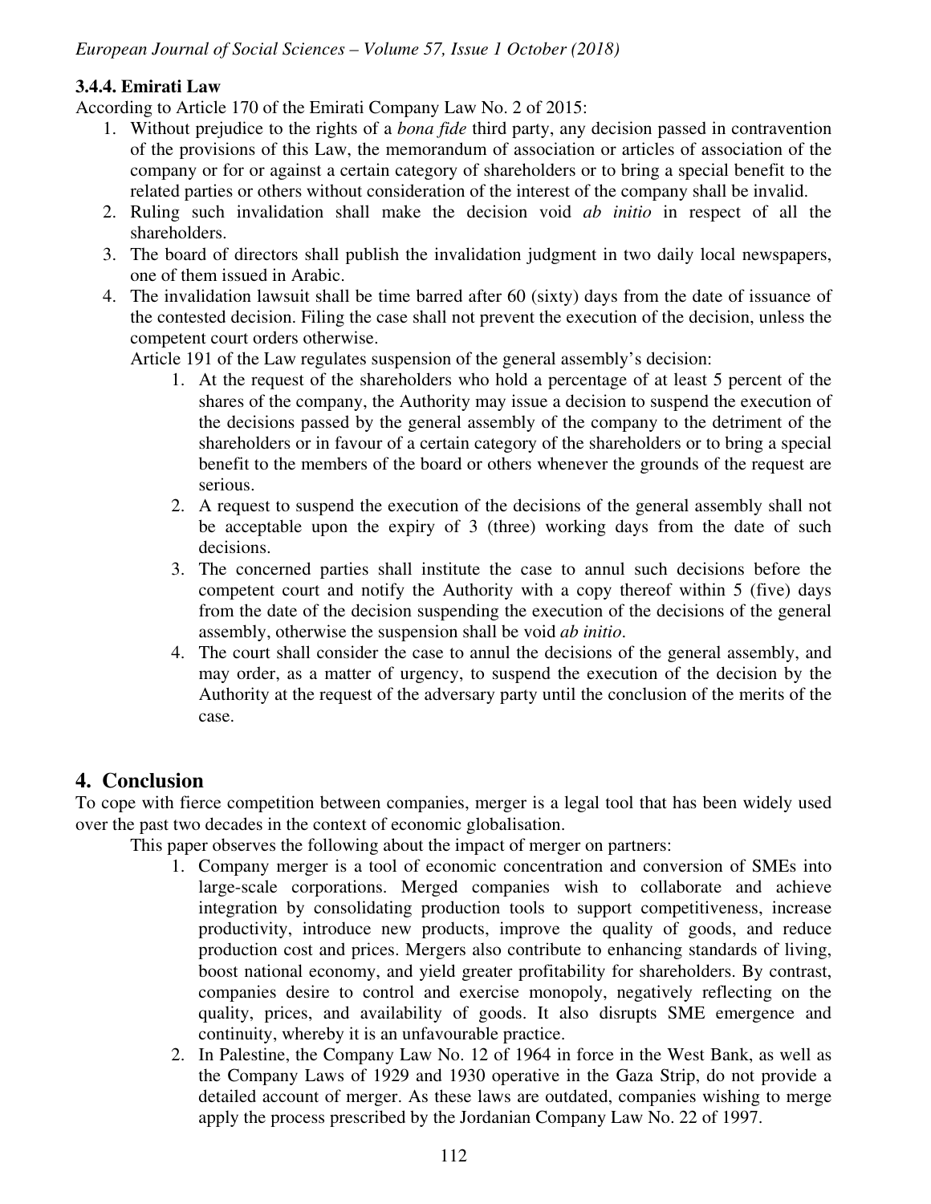#### 3.4.4. Emirati Law

According to Article 170 of the Emirati Company Law No. 2 of 2015:

1. Without prejudice to the rights of a *bona fide* third party, any decision passed in contravention of the provisions of this Law, the memorandum of association or articles of association of the company or for or against a certain category of shareholders or to bring a special benefit to the related parties or others without consideration of the interest of the company shall be invalid.
2. Ruling such invalidation shall make the decision void *ab initio* in respect of all the shareholders.
3. The board of directors shall publish the invalidation judgment in two daily local newspapers, one of them issued in Arabic.
4. The invalidation lawsuit shall be time barred after 60 (sixty) days from the date of issuance of the contested decision. Filing the case shall not prevent the execution of the decision, unless the competent court orders otherwise.

Article 191 of the Law regulates suspension of the general assembly's decision:

1. At the request of the shareholders who hold a percentage of at least 5 percent of the shares of the company, the Authority may issue a decision to suspend the execution of the decisions passed by the general assembly of the company to the detriment of the shareholders or in favour of a certain category of the shareholders or to bring a special benefit to the members of the board or others whenever the grounds of the request are serious.
2. A request to suspend the execution of the decisions of the general assembly shall not be acceptable upon the expiry of 3 (three) working days from the date of such decisions.
3. The concerned parties shall institute the case to annul such decisions before the competent court and notify the Authority with a copy thereof within 5 (five) days from the date of the decision suspending the execution of the decisions of the general assembly, otherwise the suspension shall be void *ab initio*.
4. The court shall consider the case to annul the decisions of the general assembly, and may order, as a matter of urgency, to suspend the execution of the decision by the Authority at the request of the adversary party until the conclusion of the merits of the case.

## 4. Conclusion

To cope with fierce competition between companies, merger is a legal tool that has been widely used over the past two decades in the context of economic globalisation.

This paper observes the following about the impact of merger on partners:

1. Company merger is a tool of economic concentration and conversion of SMEs into large-scale corporations. Merged companies wish to collaborate and achieve integration by consolidating production tools to support competitiveness, increase productivity, introduce new products, improve the quality of goods, and reduce production cost and prices. Mergers also contribute to enhancing standards of living, boost national economy, and yield greater profitability for shareholders. By contrast, companies desire to control and exercise monopoly, negatively reflecting on the quality, prices, and availability of goods. It also disrupts SME emergence and continuity, whereby it is an unfavourable practice.
2. In Palestine, the Company Law No. 12 of 1964 in force in the West Bank, as well as the Company Laws of 1929 and 1930 operative in the Gaza Strip, do not provide a detailed account of merger. As these laws are outdated, companies wishing to merge apply the process prescribed by the Jordanian Company Law No. 22 of 1997.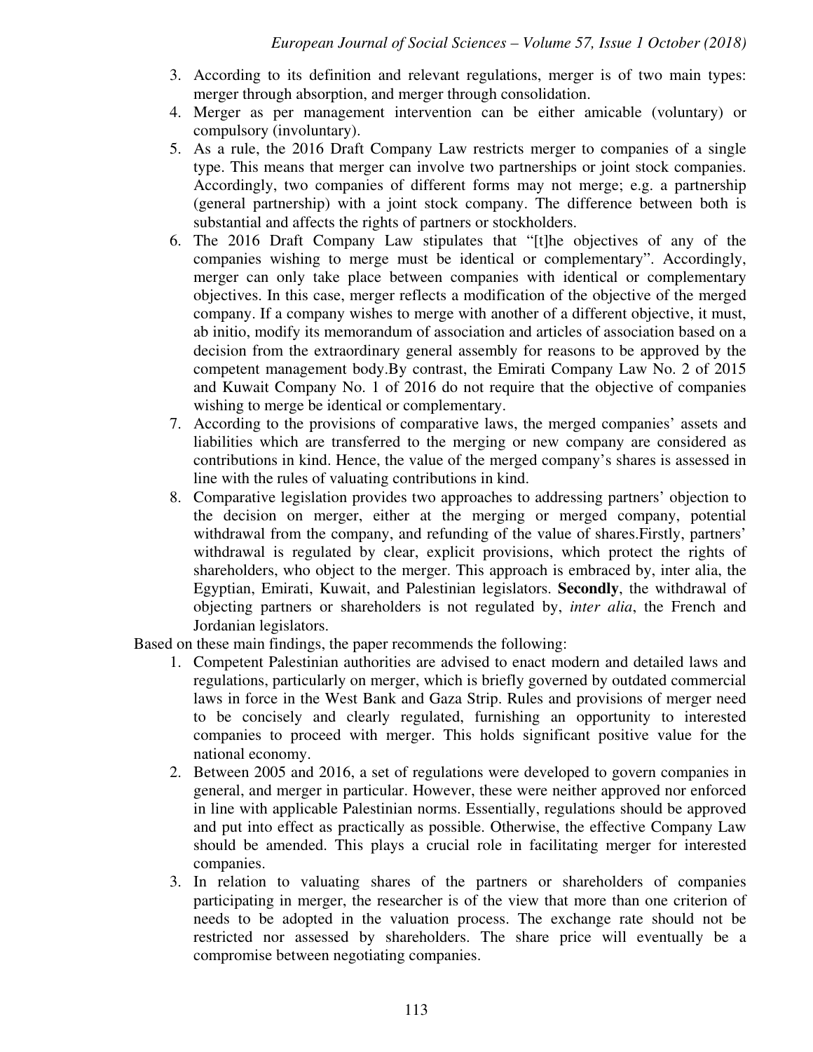3. According to its definition and relevant regulations, merger is of two main types: merger through absorption, and merger through consolidation.
4. Merger as per management intervention can be either amicable (voluntary) or compulsory (involuntary).
5. As a rule, the 2016 Draft Company Law restricts merger to companies of a single type. This means that merger can involve two partnerships or joint stock companies. Accordingly, two companies of different forms may not merge; e.g. a partnership (general partnership) with a joint stock company. The difference between both is substantial and affects the rights of partners or stockholders.
6. The 2016 Draft Company Law stipulates that "[t]he objectives of any of the companies wishing to merge must be identical or complementary". Accordingly, merger can only take place between companies with identical or complementary objectives. In this case, merger reflects a modification of the objective of the merged company. If a company wishes to merge with another of a different objective, it must, ab initio, modify its memorandum of association and articles of association based on a decision from the extraordinary general assembly for reasons to be approved by the competent management body.By contrast, the Emirati Company Law No. 2 of 2015 and Kuwait Company No. 1 of 2016 do not require that the objective of companies wishing to merge be identical or complementary.
7. According to the provisions of comparative laws, the merged companies' assets and liabilities which are transferred to the merging or new company are considered as contributions in kind. Hence, the value of the merged company's shares is assessed in line with the rules of valuating contributions in kind.
8. Comparative legislation provides two approaches to addressing partners' objection to the decision on merger, either at the merging or merged company, potential withdrawal from the company, and refunding of the value of shares.Firstly, partners' withdrawal is regulated by clear, explicit provisions, which protect the rights of shareholders, who object to the merger. This approach is embraced by, inter alia, the Egyptian, Emirati, Kuwait, and Palestinian legislators. **Secondly**, the withdrawal of objecting partners or shareholders is not regulated by, *inter alia*, the French and Jordanian legislators.

Based on these main findings, the paper recommends the following:

1. Competent Palestinian authorities are advised to enact modern and detailed laws and regulations, particularly on merger, which is briefly governed by outdated commercial laws in force in the West Bank and Gaza Strip. Rules and provisions of merger need to be concisely and clearly regulated, furnishing an opportunity to interested companies to proceed with merger. This holds significant positive value for the national economy.
2. Between 2005 and 2016, a set of regulations were developed to govern companies in general, and merger in particular. However, these were neither approved nor enforced in line with applicable Palestinian norms. Essentially, regulations should be approved and put into effect as practically as possible. Otherwise, the effective Company Law should be amended. This plays a crucial role in facilitating merger for interested companies.
3. In relation to valuating shares of the partners or shareholders of companies participating in merger, the researcher is of the view that more than one criterion of needs to be adopted in the valuation process. The exchange rate should not be restricted nor assessed by shareholders. The share price will eventually be a compromise between negotiating companies.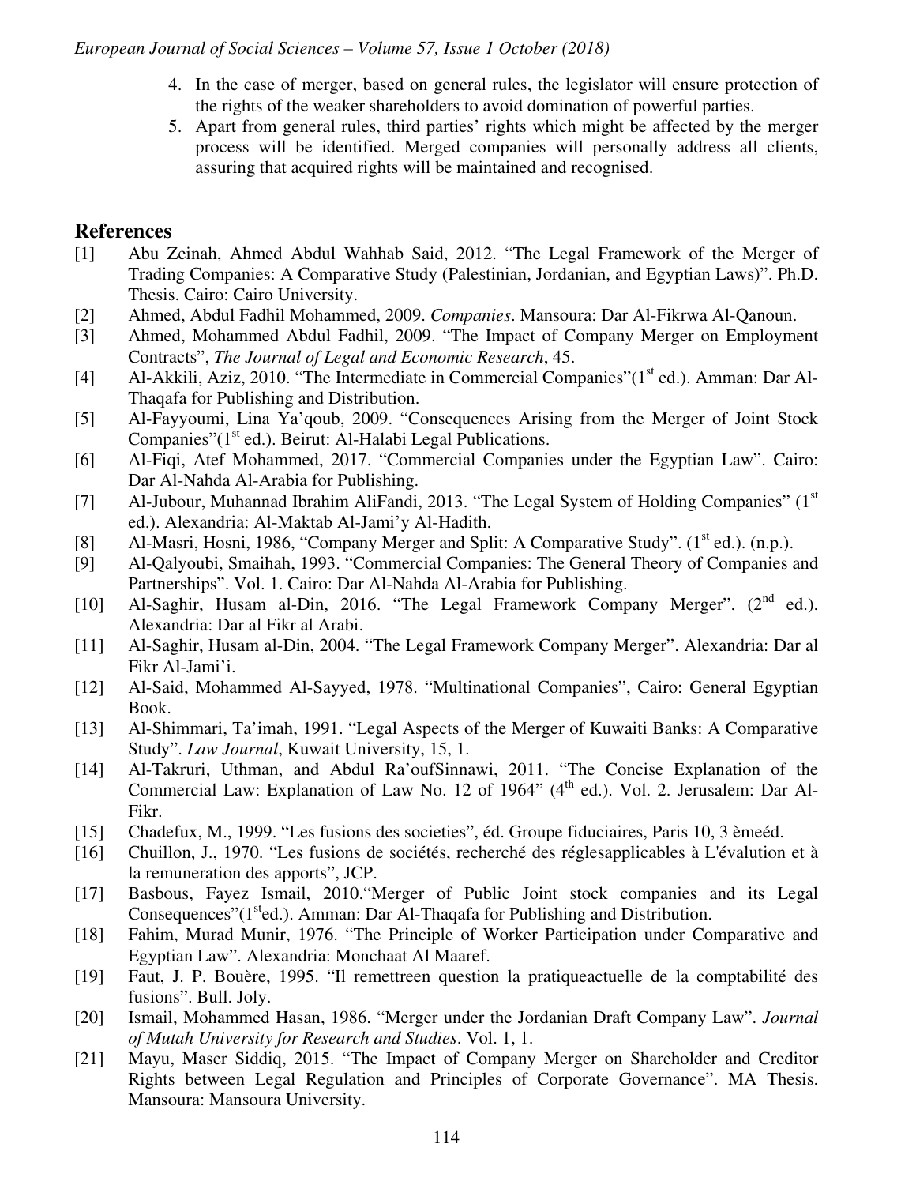4. In the case of merger, based on general rules, the legislator will ensure protection of the rights of the weaker shareholders to avoid domination of powerful parties.
5. Apart from general rules, third parties' rights which might be affected by the merger process will be identified. Merged companies will personally address all clients, assuring that acquired rights will be maintained and recognised.

## References

[1] Abu Zeinah, Ahmed Abdul Wahhab Said, 2012. "The Legal Framework of the Merger of Trading Companies: A Comparative Study (Palestinian, Jordanian, and Egyptian Laws)". Ph.D. Thesis. Cairo: Cairo University.

[2] Ahmed, Abdul Fadhil Mohammed, 2009. *Companies*. Mansoura: Dar Al-Fikrwa Al-Qanoun.

[3] Ahmed, Mohammed Abdul Fadhil, 2009. "The Impact of Company Merger on Employment Contracts", *The Journal of Legal and Economic Research*, 45.

[4] Al-Akkili, Aziz, 2010. "The Intermediate in Commercial Companies"(1st ed.). Amman: Dar Al-Thaqafa for Publishing and Distribution.

[5] Al-Fayyoumi, Lina Ya'qoub, 2009. "Consequences Arising from the Merger of Joint Stock Companies"(1st ed.). Beirut: Al-Halabi Legal Publications.

[6] Al-Fiqi, Atef Mohammed, 2017. "Commercial Companies under the Egyptian Law". Cairo: Dar Al-Nahda Al-Arabia for Publishing.

[7] Al-Jubour, Muhannad Ibrahim AliFandi, 2013. "The Legal System of Holding Companies" (1st ed.). Alexandria: Al-Maktab Al-Jami'y Al-Hadith.

[8] Al-Masri, Hosni, 1986, "Company Merger and Split: A Comparative Study". (1st ed.). (n.p.).

[9] Al-Qalyoubi, Smaihah, 1993. "Commercial Companies: The General Theory of Companies and Partnerships". Vol. 1. Cairo: Dar Al-Nahda Al-Arabia for Publishing.

[10] Al-Saghir, Husam al-Din, 2016. "The Legal Framework Company Merger". (2nd ed.). Alexandria: Dar al Fikr al Arabi.

[11] Al-Saghir, Husam al-Din, 2004. "The Legal Framework Company Merger". Alexandria: Dar al Fikr Al-Jami'i.

[12] Al-Said, Mohammed Al-Sayyed, 1978. "Multinational Companies", Cairo: General Egyptian Book.

[13] Al-Shimmari, Ta'imah, 1991. "Legal Aspects of the Merger of Kuwaiti Banks: A Comparative Study". *Law Journal*, Kuwait University, 15, 1.

[14] Al-Takruri, Uthman, and Abdul Ra'oufSinnawi, 2011. "The Concise Explanation of the Commercial Law: Explanation of Law No. 12 of 1964" (4th ed.). Vol. 2. Jerusalem: Dar Al-Fikr.

[15] Chadefux, M., 1999. "Les fusions des societies", éd. Groupe fiduciaires, Paris 10, 3 èmeéd.

[16] Chuillon, J., 1970. "Les fusions de sociétés, recherché des réglesapplicables à L'évalution et à la remuneration des apports", JCP.

[17] Basbous, Fayez Ismail, 2010."Merger of Public Joint stock companies and its Legal Consequences"(1sted.). Amman: Dar Al-Thaqafa for Publishing and Distribution.

[18] Fahim, Murad Munir, 1976. "The Principle of Worker Participation under Comparative and Egyptian Law". Alexandria: Monchaat Al Maaref.

[19] Faut, J. P. Bouère, 1995. "Il remettreen question la pratiqueactuelle de la comptabilité des fusions". Bull. Joly.

[20] Ismail, Mohammed Hasan, 1986. "Merger under the Jordanian Draft Company Law". *Journal of Mutah University for Research and Studies*. Vol. 1, 1.

[21] Mayu, Maser Siddiq, 2015. "The Impact of Company Merger on Shareholder and Creditor Rights between Legal Regulation and Principles of Corporate Governance". MA Thesis. Mansoura: Mansoura University.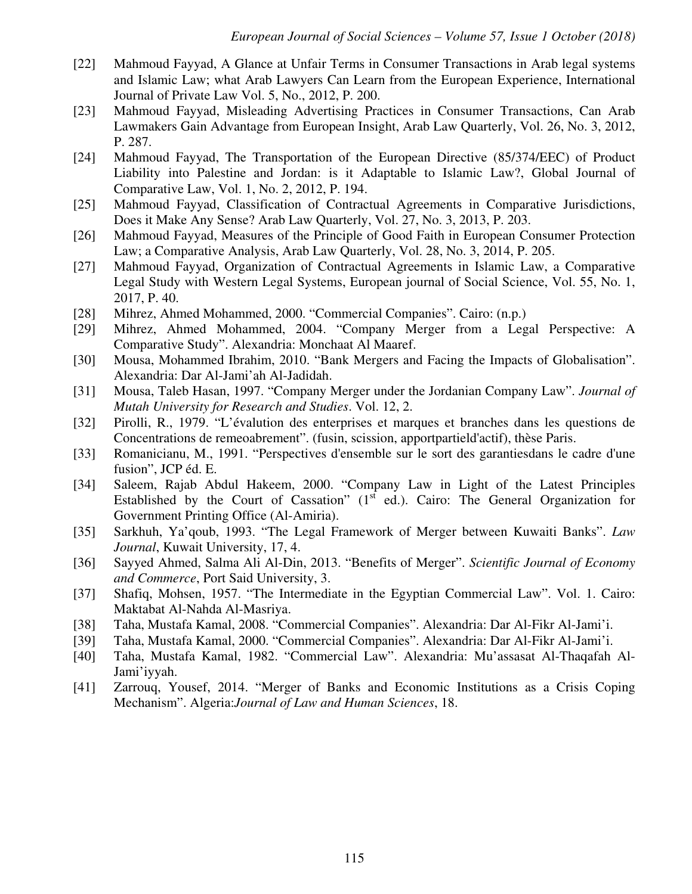[22] Mahmoud Fayyad, A Glance at Unfair Terms in Consumer Transactions in Arab legal systems and Islamic Law; what Arab Lawyers Can Learn from the European Experience, International Journal of Private Law Vol. 5, No., 2012, P. 200.

[23] Mahmoud Fayyad, Misleading Advertising Practices in Consumer Transactions, Can Arab Lawmakers Gain Advantage from European Insight, Arab Law Quarterly, Vol. 26, No. 3, 2012, P. 287.

[24] Mahmoud Fayyad, The Transportation of the European Directive (85/374/EEC) of Product Liability into Palestine and Jordan: is it Adaptable to Islamic Law?, Global Journal of Comparative Law, Vol. 1, No. 2, 2012, P. 194.

[25] Mahmoud Fayyad, Classification of Contractual Agreements in Comparative Jurisdictions, Does it Make Any Sense? Arab Law Quarterly, Vol. 27, No. 3, 2013, P. 203.

[26] Mahmoud Fayyad, Measures of the Principle of Good Faith in European Consumer Protection Law; a Comparative Analysis, Arab Law Quarterly, Vol. 28, No. 3, 2014, P. 205.

[27] Mahmoud Fayyad, Organization of Contractual Agreements in Islamic Law, a Comparative Legal Study with Western Legal Systems, European journal of Social Science, Vol. 55, No. 1, 2017, P. 40.

[28] Mihrez, Ahmed Mohammed, 2000. "Commercial Companies". Cairo: (n.p.)

[29] Mihrez, Ahmed Mohammed, 2004. "Company Merger from a Legal Perspective: A Comparative Study". Alexandria: Monchaat Al Maaref.

[30] Mousa, Mohammed Ibrahim, 2010. "Bank Mergers and Facing the Impacts of Globalisation". Alexandria: Dar Al-Jami'ah Al-Jadidah.

[31] Mousa, Taleb Hasan, 1997. "Company Merger under the Jordanian Company Law". *Journal of Mutah University for Research and Studies*. Vol. 12, 2.

[32] Pirolli, R., 1979. "L'évalution des enterprises et marques et branches dans les questions de Concentrations de remeoabrement". (fusin, scission, apportpartield'actif), thèse Paris.

[33] Romanicianu, M., 1991. "Perspectives d'ensemble sur le sort des garantiesdans le cadre d'une fusion", JCP éd. E.

[34] Saleem, Rajab Abdul Hakeem, 2000. "Company Law in Light of the Latest Principles Established by the Court of Cassation" (1st ed.). Cairo: The General Organization for Government Printing Office (Al-Amiria).

[35] Sarkhuh, Ya'qoub, 1993. "The Legal Framework of Merger between Kuwaiti Banks". *Law Journal*, Kuwait University, 17, 4.

[36] Sayyed Ahmed, Salma Ali Al-Din, 2013. "Benefits of Merger". *Scientific Journal of Economy and Commerce*, Port Said University, 3.

[37] Shafiq, Mohsen, 1957. "The Intermediate in the Egyptian Commercial Law". Vol. 1. Cairo: Maktabat Al-Nahda Al-Masriya.

[38] Taha, Mustafa Kamal, 2008. "Commercial Companies". Alexandria: Dar Al-Fikr Al-Jami'i.

[39] Taha, Mustafa Kamal, 2000. "Commercial Companies". Alexandria: Dar Al-Fikr Al-Jami'i.

[40] Taha, Mustafa Kamal, 1982. "Commercial Law". Alexandria: Mu'assasat Al-Thaqafah Al-Jami'iyyah.

[41] Zarrouq, Yousef, 2014. "Merger of Banks and Economic Institutions as a Crisis Coping Mechanism". Algeria:*Journal of Law and Human Sciences*, 18.